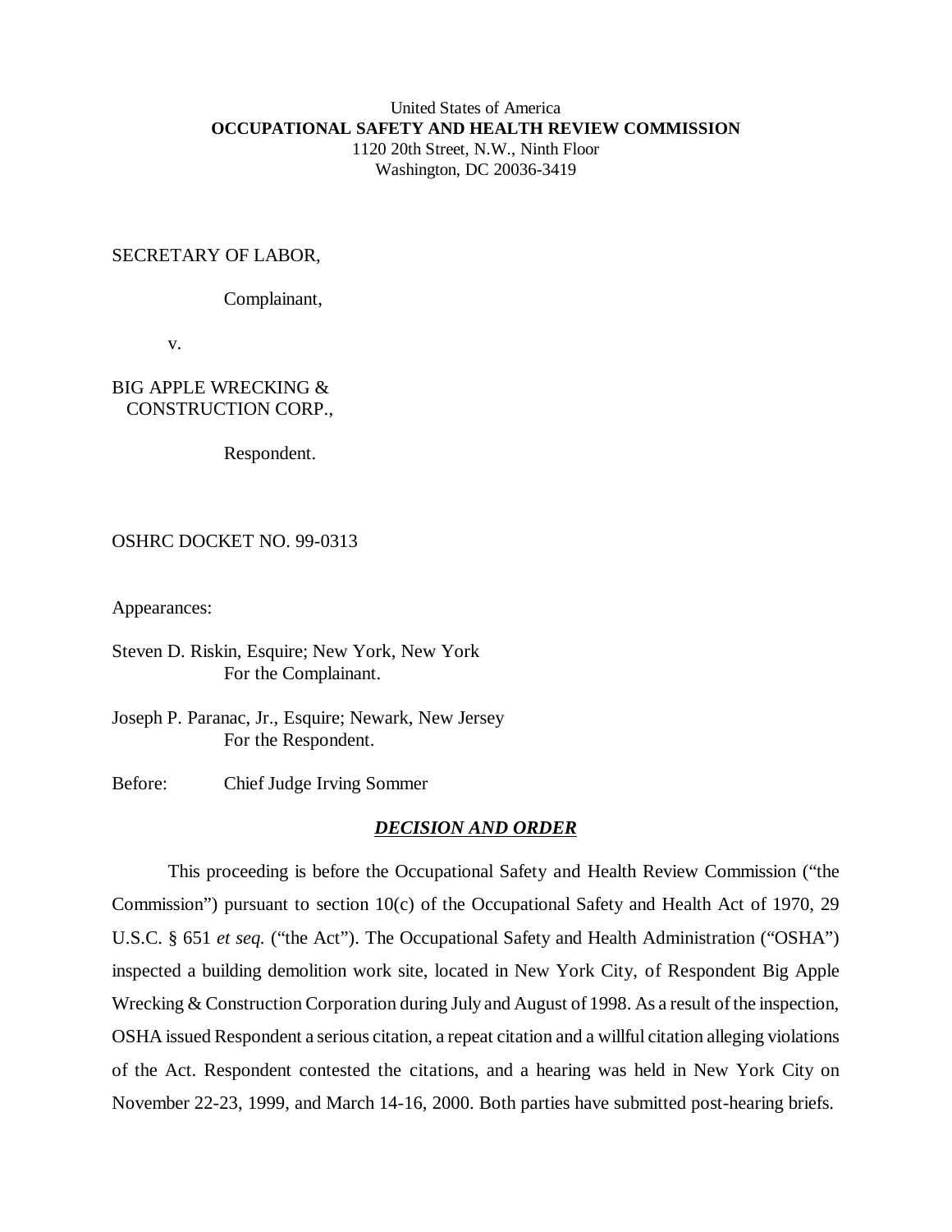United States of America
**OCCUPATIONAL SAFETY AND HEALTH REVIEW COMMISSION**
1120 20th Street, N.W., Ninth Floor
Washington, DC 20036-3419

SECRETARY OF LABOR,

Complainant,

v.

BIG APPLE WRECKING & CONSTRUCTION CORP.,

Respondent.

OSHRC DOCKET NO. 99-0313

Appearances:

Steven D. Riskin, Esquire; New York, New York
For the Complainant.

Joseph P. Paranac, Jr., Esquire; Newark, New Jersey
For the Respondent.

Before: Chief Judge Irving Sommer

## ***DECISION AND ORDER***

This proceeding is before the Occupational Safety and Health Review Commission ("the Commission") pursuant to section 10(c) of the Occupational Safety and Health Act of 1970, 29 U.S.C. § 651 *et seq.* ("the Act"). The Occupational Safety and Health Administration ("OSHA") inspected a building demolition work site, located in New York City, of Respondent Big Apple Wrecking & Construction Corporation during July and August of 1998. As a result of the inspection, OSHA issued Respondent a serious citation, a repeat citation and a willful citation alleging violations of the Act. Respondent contested the citations, and a hearing was held in New York City on November 22-23, 1999, and March 14-16, 2000. Both parties have submitted post-hearing briefs.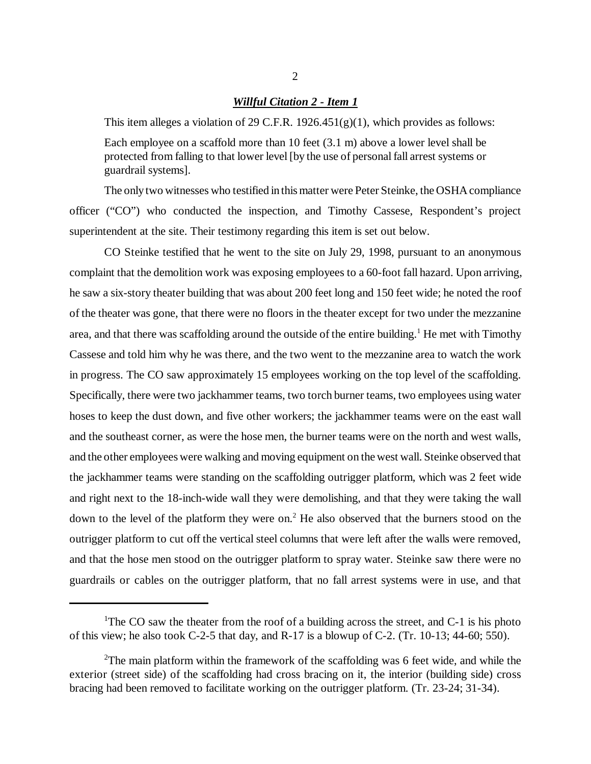***Willful Citation 2 - Item 1***

This item alleges a violation of 29 C.F.R. 1926.451(g)(1), which provides as follows:

> Each employee on a scaffold more than 10 feet (3.1 m) above a lower level shall be protected from falling to that lower level [by the use of personal fall arrest systems or guardrail systems].

The only two witnesses who testified in this matter were Peter Steinke, the OSHA compliance officer ("CO") who conducted the inspection, and Timothy Cassese, Respondent's project superintendent at the site. Their testimony regarding this item is set out below.

CO Steinke testified that he went to the site on July 29, 1998, pursuant to an anonymous complaint that the demolition work was exposing employees to a 60-foot fall hazard. Upon arriving, he saw a six-story theater building that was about 200 feet long and 150 feet wide; he noted the roof of the theater was gone, that there were no floors in the theater except for two under the mezzanine area, and that there was scaffolding around the outside of the entire building.[1] He met with Timothy Cassese and told him why he was there, and the two went to the mezzanine area to watch the work in progress. The CO saw approximately 15 employees working on the top level of the scaffolding. Specifically, there were two jackhammer teams, two torch burner teams, two employees using water hoses to keep the dust down, and five other workers; the jackhammer teams were on the east wall and the southeast corner, as were the hose men, the burner teams were on the north and west walls, and the other employees were walking and moving equipment on the west wall. Steinke observed that the jackhammer teams were standing on the scaffolding outrigger platform, which was 2 feet wide and right next to the 18-inch-wide wall they were demolishing, and that they were taking the wall down to the level of the platform they were on.[2] He also observed that the burners stood on the outrigger platform to cut off the vertical steel columns that were left after the walls were removed, and that the hose men stood on the outrigger platform to spray water. Steinke saw there were no guardrails or cables on the outrigger platform, that no fall arrest systems were in use, and that

---

[1]The CO saw the theater from the roof of a building across the street, and C-1 is his photo of this view; he also took C-2-5 that day, and R-17 is a blowup of C-2. (Tr. 10-13; 44-60; 550).

[2]The main platform within the framework of the scaffolding was 6 feet wide, and while the exterior (street side) of the scaffolding had cross bracing on it, the interior (building side) cross bracing had been removed to facilitate working on the outrigger platform. (Tr. 23-24; 31-34).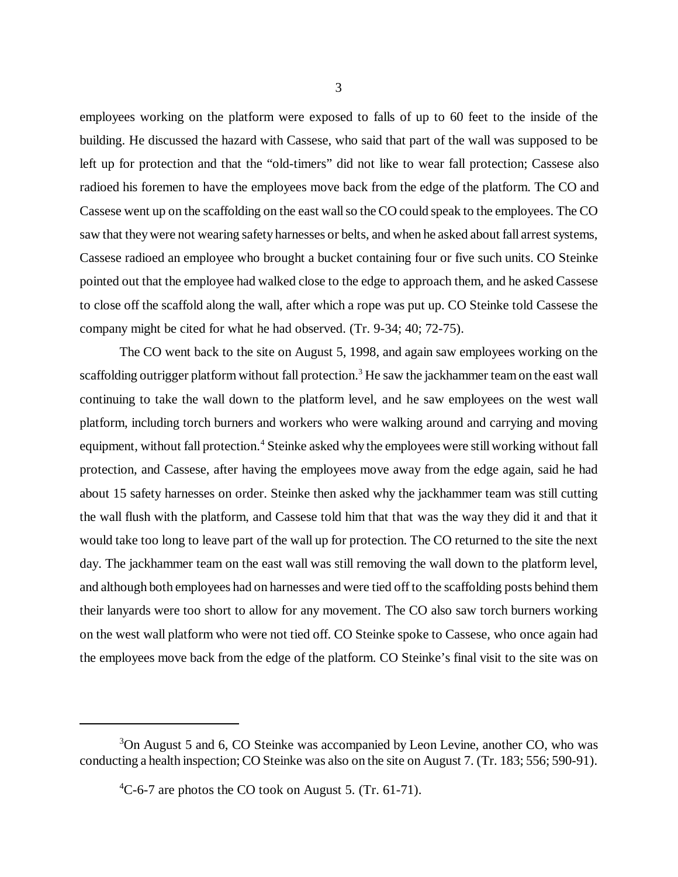employees working on the platform were exposed to falls of up to 60 feet to the inside of the building. He discussed the hazard with Cassese, who said that part of the wall was supposed to be left up for protection and that the "old-timers" did not like to wear fall protection; Cassese also radioed his foremen to have the employees move back from the edge of the platform. The CO and Cassese went up on the scaffolding on the east wall so the CO could speak to the employees. The CO saw that they were not wearing safety harnesses or belts, and when he asked about fall arrest systems, Cassese radioed an employee who brought a bucket containing four or five such units. CO Steinke pointed out that the employee had walked close to the edge to approach them, and he asked Cassese to close off the scaffold along the wall, after which a rope was put up. CO Steinke told Cassese the company might be cited for what he had observed. (Tr. 9-34; 40; 72-75).

The CO went back to the site on August 5, 1998, and again saw employees working on the scaffolding outrigger platform without fall protection.[3] He saw the jackhammer team on the east wall continuing to take the wall down to the platform level, and he saw employees on the west wall platform, including torch burners and workers who were walking around and carrying and moving equipment, without fall protection.[4] Steinke asked why the employees were still working without fall protection, and Cassese, after having the employees move away from the edge again, said he had about 15 safety harnesses on order. Steinke then asked why the jackhammer team was still cutting the wall flush with the platform, and Cassese told him that that was the way they did it and that it would take too long to leave part of the wall up for protection. The CO returned to the site the next day. The jackhammer team on the east wall was still removing the wall down to the platform level, and although both employees had on harnesses and were tied off to the scaffolding posts behind them their lanyards were too short to allow for any movement. The CO also saw torch burners working on the west wall platform who were not tied off. CO Steinke spoke to Cassese, who once again had the employees move back from the edge of the platform. CO Steinke's final visit to the site was on

---

[3]On August 5 and 6, CO Steinke was accompanied by Leon Levine, another CO, who was conducting a health inspection; CO Steinke was also on the site on August 7. (Tr. 183; 556; 590-91).

[4]C-6-7 are photos the CO took on August 5. (Tr. 61-71).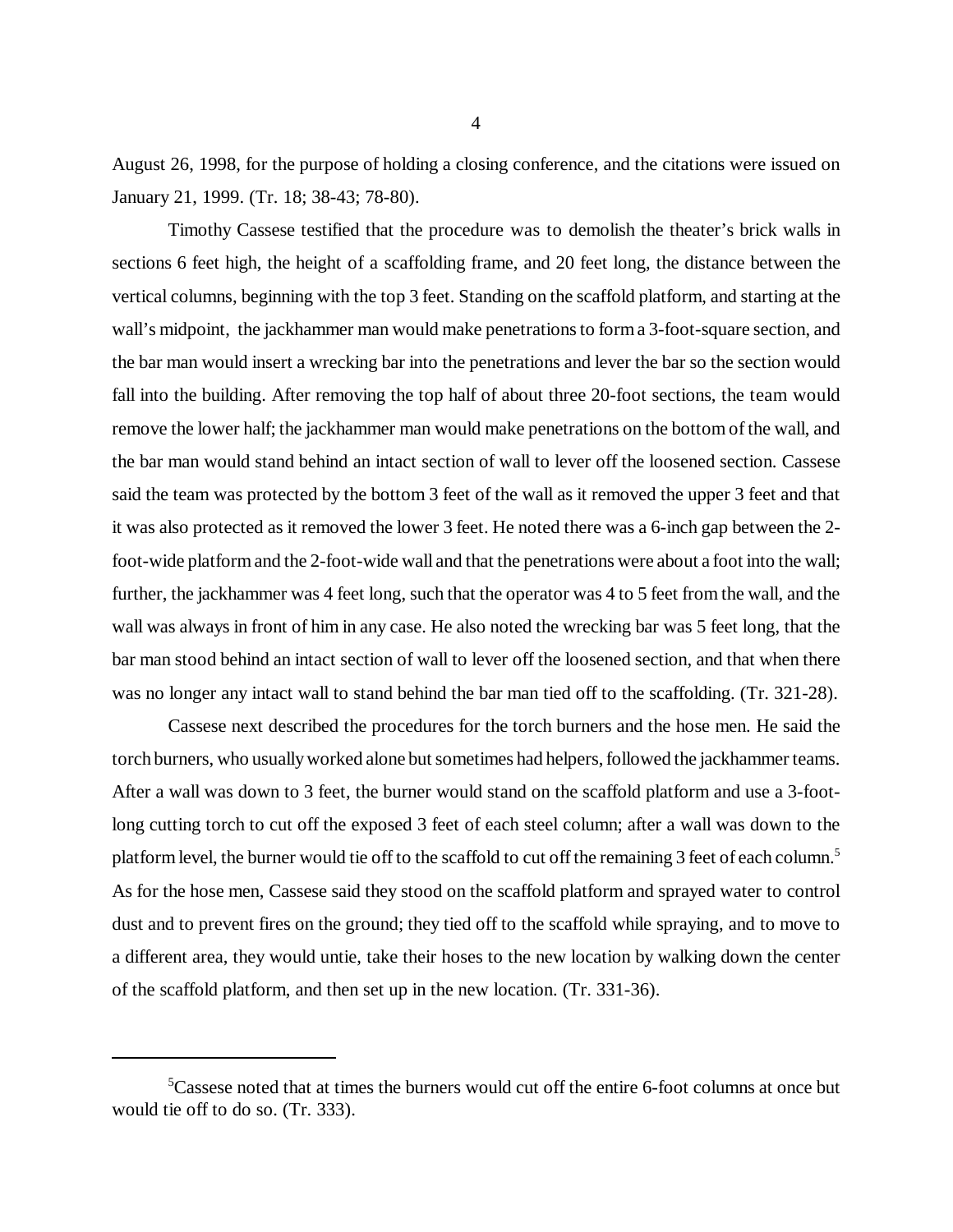August 26, 1998, for the purpose of holding a closing conference, and the citations were issued on January 21, 1999. (Tr. 18; 38-43; 78-80).

Timothy Cassese testified that the procedure was to demolish the theater's brick walls in sections 6 feet high, the height of a scaffolding frame, and 20 feet long, the distance between the vertical columns, beginning with the top 3 feet. Standing on the scaffold platform, and starting at the wall's midpoint, the jackhammer man would make penetrations to form a 3-foot-square section, and the bar man would insert a wrecking bar into the penetrations and lever the bar so the section would fall into the building. After removing the top half of about three 20-foot sections, the team would remove the lower half; the jackhammer man would make penetrations on the bottom of the wall, and the bar man would stand behind an intact section of wall to lever off the loosened section. Cassese said the team was protected by the bottom 3 feet of the wall as it removed the upper 3 feet and that it was also protected as it removed the lower 3 feet. He noted there was a 6-inch gap between the 2-foot-wide platform and the 2-foot-wide wall and that the penetrations were about a foot into the wall; further, the jackhammer was 4 feet long, such that the operator was 4 to 5 feet from the wall, and the wall was always in front of him in any case. He also noted the wrecking bar was 5 feet long, that the bar man stood behind an intact section of wall to lever off the loosened section, and that when there was no longer any intact wall to stand behind the bar man tied off to the scaffolding. (Tr. 321-28).

Cassese next described the procedures for the torch burners and the hose men. He said the torch burners, who usually worked alone but sometimes had helpers, followed the jackhammer teams. After a wall was down to 3 feet, the burner would stand on the scaffold platform and use a 3-foot-long cutting torch to cut off the exposed 3 feet of each steel column; after a wall was down to the platform level, the burner would tie off to the scaffold to cut off the remaining 3 feet of each column.[5] As for the hose men, Cassese said they stood on the scaffold platform and sprayed water to control dust and to prevent fires on the ground; they tied off to the scaffold while spraying, and to move to a different area, they would untie, take their hoses to the new location by walking down the center of the scaffold platform, and then set up in the new location. (Tr. 331-36).

---

[5] Cassese noted that at times the burners would cut off the entire 6-foot columns at once but would tie off to do so. (Tr. 333).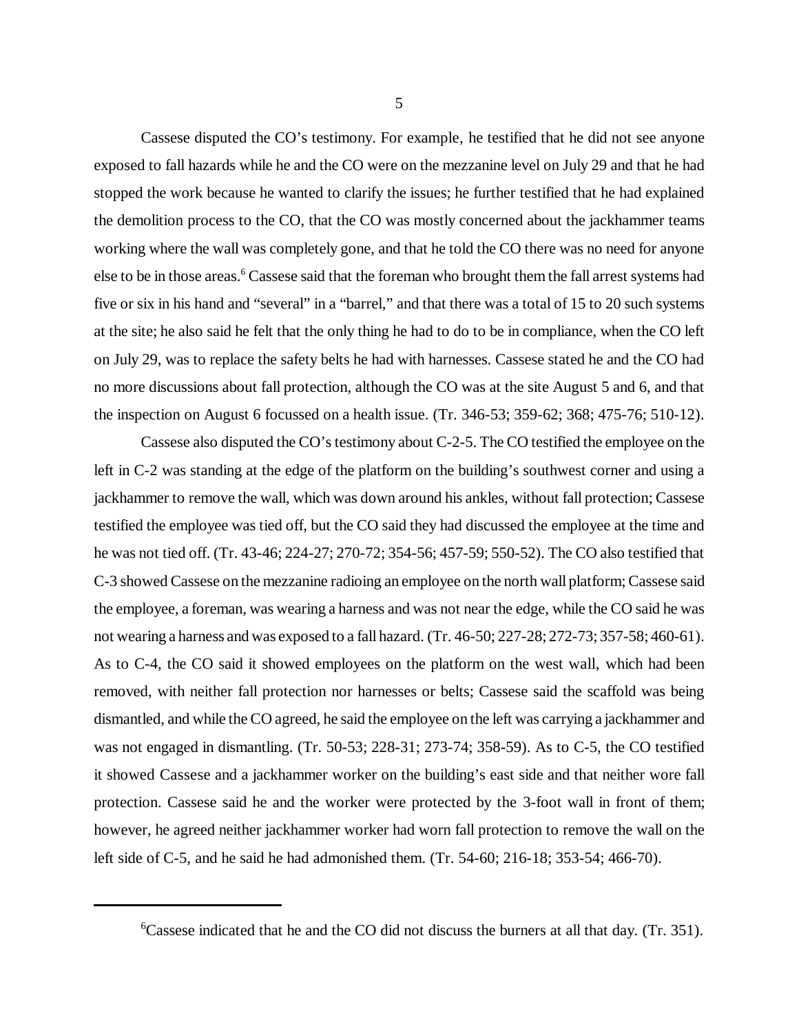Cassese disputed the CO's testimony. For example, he testified that he did not see anyone exposed to fall hazards while he and the CO were on the mezzanine level on July 29 and that he had stopped the work because he wanted to clarify the issues; he further testified that he had explained the demolition process to the CO, that the CO was mostly concerned about the jackhammer teams working where the wall was completely gone, and that he told the CO there was no need for anyone else to be in those areas.[6] Cassese said that the foreman who brought them the fall arrest systems had five or six in his hand and "several" in a "barrel," and that there was a total of 15 to 20 such systems at the site; he also said he felt that the only thing he had to do to be in compliance, when the CO left on July 29, was to replace the safety belts he had with harnesses. Cassese stated he and the CO had no more discussions about fall protection, although the CO was at the site August 5 and 6, and that the inspection on August 6 focussed on a health issue. (Tr. 346-53; 359-62; 368; 475-76; 510-12).

Cassese also disputed the CO's testimony about C-2-5. The CO testified the employee on the left in C-2 was standing at the edge of the platform on the building's southwest corner and using a jackhammer to remove the wall, which was down around his ankles, without fall protection; Cassese testified the employee was tied off, but the CO said they had discussed the employee at the time and he was not tied off. (Tr. 43-46; 224-27; 270-72; 354-56; 457-59; 550-52). The CO also testified that C-3 showed Cassese on the mezzanine radioing an employee on the north wall platform; Cassese said the employee, a foreman, was wearing a harness and was not near the edge, while the CO said he was not wearing a harness and was exposed to a fall hazard. (Tr. 46-50; 227-28; 272-73; 357-58; 460-61). As to C-4, the CO said it showed employees on the platform on the west wall, which had been removed, with neither fall protection nor harnesses or belts; Cassese said the scaffold was being dismantled, and while the CO agreed, he said the employee on the left was carrying a jackhammer and was not engaged in dismantling. (Tr. 50-53; 228-31; 273-74; 358-59). As to C-5, the CO testified it showed Cassese and a jackhammer worker on the building's east side and that neither wore fall protection. Cassese said he and the worker were protected by the 3-foot wall in front of them; however, he agreed neither jackhammer worker had worn fall protection to remove the wall on the left side of C-5, and he said he had admonished them. (Tr. 54-60; 216-18; 353-54; 466-70).

[6] Cassese indicated that he and the CO did not discuss the burners at all that day. (Tr. 351).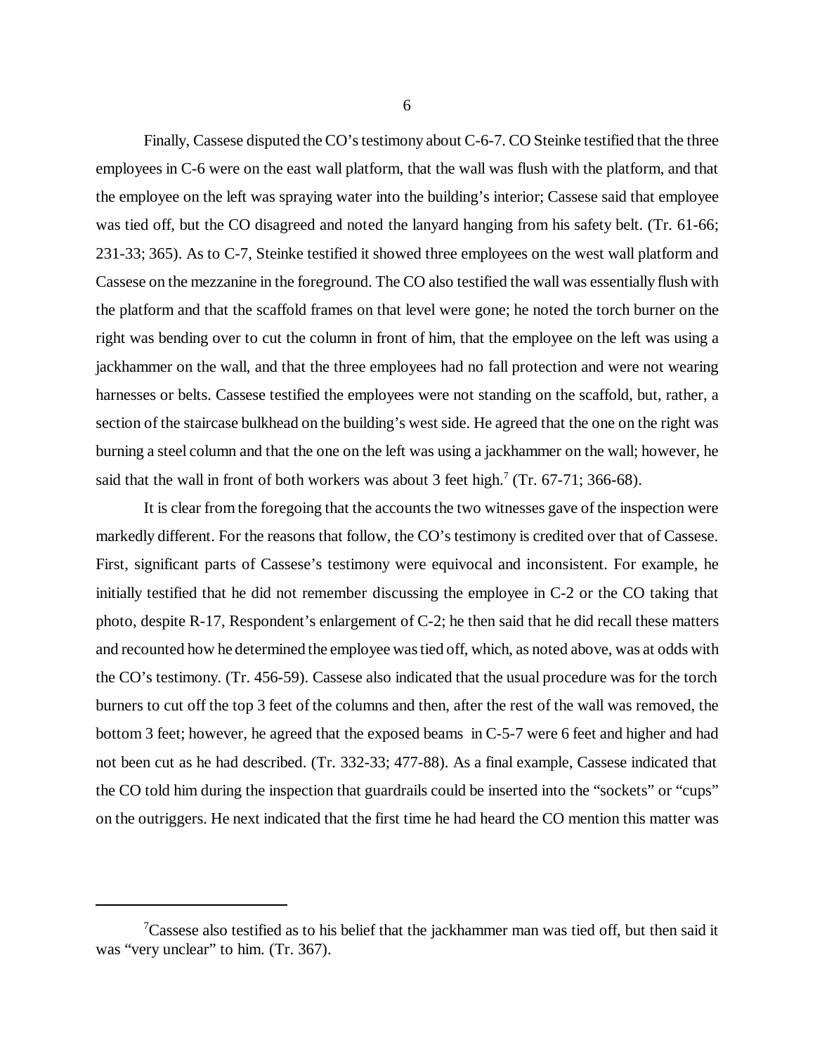Finally, Cassese disputed the CO's testimony about C-6-7. CO Steinke testified that the three employees in C-6 were on the east wall platform, that the wall was flush with the platform, and that the employee on the left was spraying water into the building's interior; Cassese said that employee was tied off, but the CO disagreed and noted the lanyard hanging from his safety belt. (Tr. 61-66; 231-33; 365). As to C-7, Steinke testified it showed three employees on the west wall platform and Cassese on the mezzanine in the foreground. The CO also testified the wall was essentially flush with the platform and that the scaffold frames on that level were gone; he noted the torch burner on the right was bending over to cut the column in front of him, that the employee on the left was using a jackhammer on the wall, and that the three employees had no fall protection and were not wearing harnesses or belts. Cassese testified the employees were not standing on the scaffold, but, rather, a section of the staircase bulkhead on the building's west side. He agreed that the one on the right was burning a steel column and that the one on the left was using a jackhammer on the wall; however, he said that the wall in front of both workers was about 3 feet high.[7] (Tr. 67-71; 366-68).

It is clear from the foregoing that the accounts the two witnesses gave of the inspection were markedly different. For the reasons that follow, the CO's testimony is credited over that of Cassese. First, significant parts of Cassese's testimony were equivocal and inconsistent. For example, he initially testified that he did not remember discussing the employee in C-2 or the CO taking that photo, despite R-17, Respondent's enlargement of C-2; he then said that he did recall these matters and recounted how he determined the employee was tied off, which, as noted above, was at odds with the CO's testimony. (Tr. 456-59). Cassese also indicated that the usual procedure was for the torch burners to cut off the top 3 feet of the columns and then, after the rest of the wall was removed, the bottom 3 feet; however, he agreed that the exposed beams in C-5-7 were 6 feet and higher and had not been cut as he had described. (Tr. 332-33; 477-88). As a final example, Cassese indicated that the CO told him during the inspection that guardrails could be inserted into the "sockets" or "cups" on the outriggers. He next indicated that the first time he had heard the CO mention this matter was

[7] Cassese also testified as to his belief that the jackhammer man was tied off, but then said it was "very unclear" to him. (Tr. 367).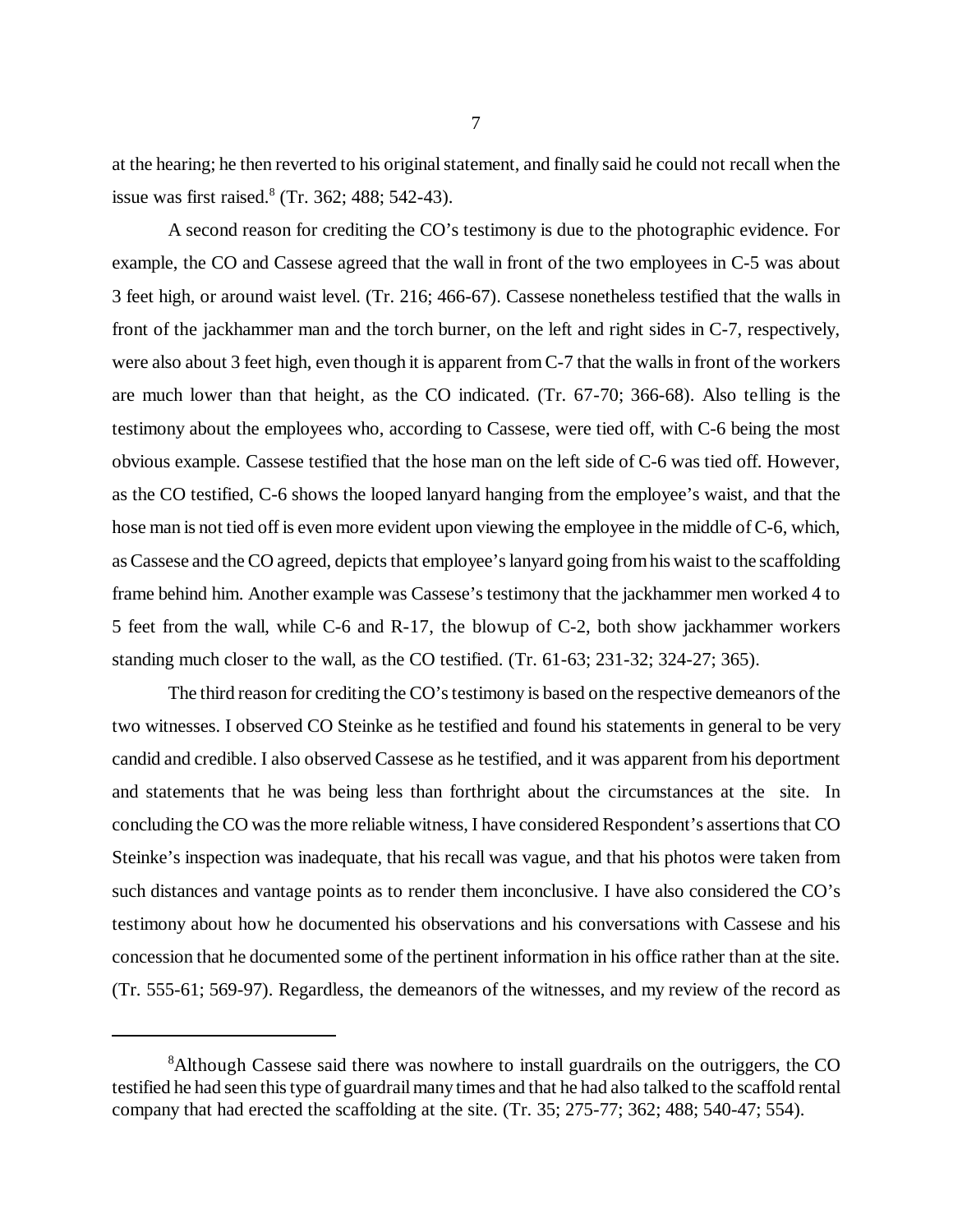at the hearing; he then reverted to his original statement, and finally said he could not recall when the issue was first raised.[8] (Tr. 362; 488; 542-43).

A second reason for crediting the CO's testimony is due to the photographic evidence. For example, the CO and Cassese agreed that the wall in front of the two employees in C-5 was about 3 feet high, or around waist level. (Tr. 216; 466-67). Cassese nonetheless testified that the walls in front of the jackhammer man and the torch burner, on the left and right sides in C-7, respectively, were also about 3 feet high, even though it is apparent from C-7 that the walls in front of the workers are much lower than that height, as the CO indicated. (Tr. 67-70; 366-68). Also telling is the testimony about the employees who, according to Cassese, were tied off, with C-6 being the most obvious example. Cassese testified that the hose man on the left side of C-6 was tied off. However, as the CO testified, C-6 shows the looped lanyard hanging from the employee's waist, and that the hose man is not tied off is even more evident upon viewing the employee in the middle of C-6, which, as Cassese and the CO agreed, depicts that employee's lanyard going from his waist to the scaffolding frame behind him. Another example was Cassese's testimony that the jackhammer men worked 4 to 5 feet from the wall, while C-6 and R-17, the blowup of C-2, both show jackhammer workers standing much closer to the wall, as the CO testified. (Tr. 61-63; 231-32; 324-27; 365).

The third reason for crediting the CO's testimony is based on the respective demeanors of the two witnesses. I observed CO Steinke as he testified and found his statements in general to be very candid and credible. I also observed Cassese as he testified, and it was apparent from his deportment and statements that he was being less than forthright about the circumstances at the site. In concluding the CO was the more reliable witness, I have considered Respondent's assertions that CO Steinke's inspection was inadequate, that his recall was vague, and that his photos were taken from such distances and vantage points as to render them inconclusive. I have also considered the CO's testimony about how he documented his observations and his conversations with Cassese and his concession that he documented some of the pertinent information in his office rather than at the site. (Tr. 555-61; 569-97). Regardless, the demeanors of the witnesses, and my review of the record as

---

[8]Although Cassese said there was nowhere to install guardrails on the outriggers, the CO testified he had seen this type of guardrail many times and that he had also talked to the scaffold rental company that had erected the scaffolding at the site. (Tr. 35; 275-77; 362; 488; 540-47; 554).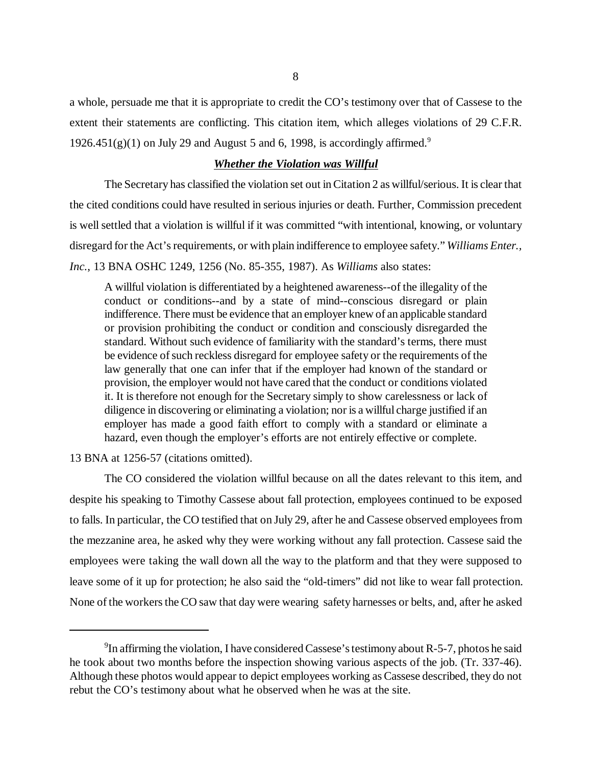a whole, persuade me that it is appropriate to credit the CO's testimony over that of Cassese to the extent their statements are conflicting. This citation item, which alleges violations of 29 C.F.R. 1926.451(g)(1) on July 29 and August 5 and 6, 1998, is accordingly affirmed.[9]

### ***Whether the Violation was Willful***

The Secretary has classified the violation set out in Citation 2 as willful/serious. It is clear that the cited conditions could have resulted in serious injuries or death. Further, Commission precedent is well settled that a violation is willful if it was committed "with intentional, knowing, or voluntary disregard for the Act's requirements, or with plain indifference to employee safety." *Williams Enter., Inc.*, 13 BNA OSHC 1249, 1256 (No. 85-355, 1987). As *Williams* also states:

> A willful violation is differentiated by a heightened awareness--of the illegality of the conduct or conditions--and by a state of mind--conscious disregard or plain indifference. There must be evidence that an employer knew of an applicable standard or provision prohibiting the conduct or condition and consciously disregarded the standard. Without such evidence of familiarity with the standard's terms, there must be evidence of such reckless disregard for employee safety or the requirements of the law generally that one can infer that if the employer had known of the standard or provision, the employer would not have cared that the conduct or conditions violated it. It is therefore not enough for the Secretary simply to show carelessness or lack of diligence in discovering or eliminating a violation; nor is a willful charge justified if an employer has made a good faith effort to comply with a standard or eliminate a hazard, even though the employer's efforts are not entirely effective or complete.

13 BNA at 1256-57 (citations omitted).

The CO considered the violation willful because on all the dates relevant to this item, and despite his speaking to Timothy Cassese about fall protection, employees continued to be exposed to falls. In particular, the CO testified that on July 29, after he and Cassese observed employees from the mezzanine area, he asked why they were working without any fall protection. Cassese said the employees were taking the wall down all the way to the platform and that they were supposed to leave some of it up for protection; he also said the "old-timers" did not like to wear fall protection. None of the workers the CO saw that day were wearing safety harnesses or belts, and, after he asked

[9] In affirming the violation, I have considered Cassese's testimony about R-5-7, photos he said he took about two months before the inspection showing various aspects of the job. (Tr. 337-46). Although these photos would appear to depict employees working as Cassese described, they do not rebut the CO's testimony about what he observed when he was at the site.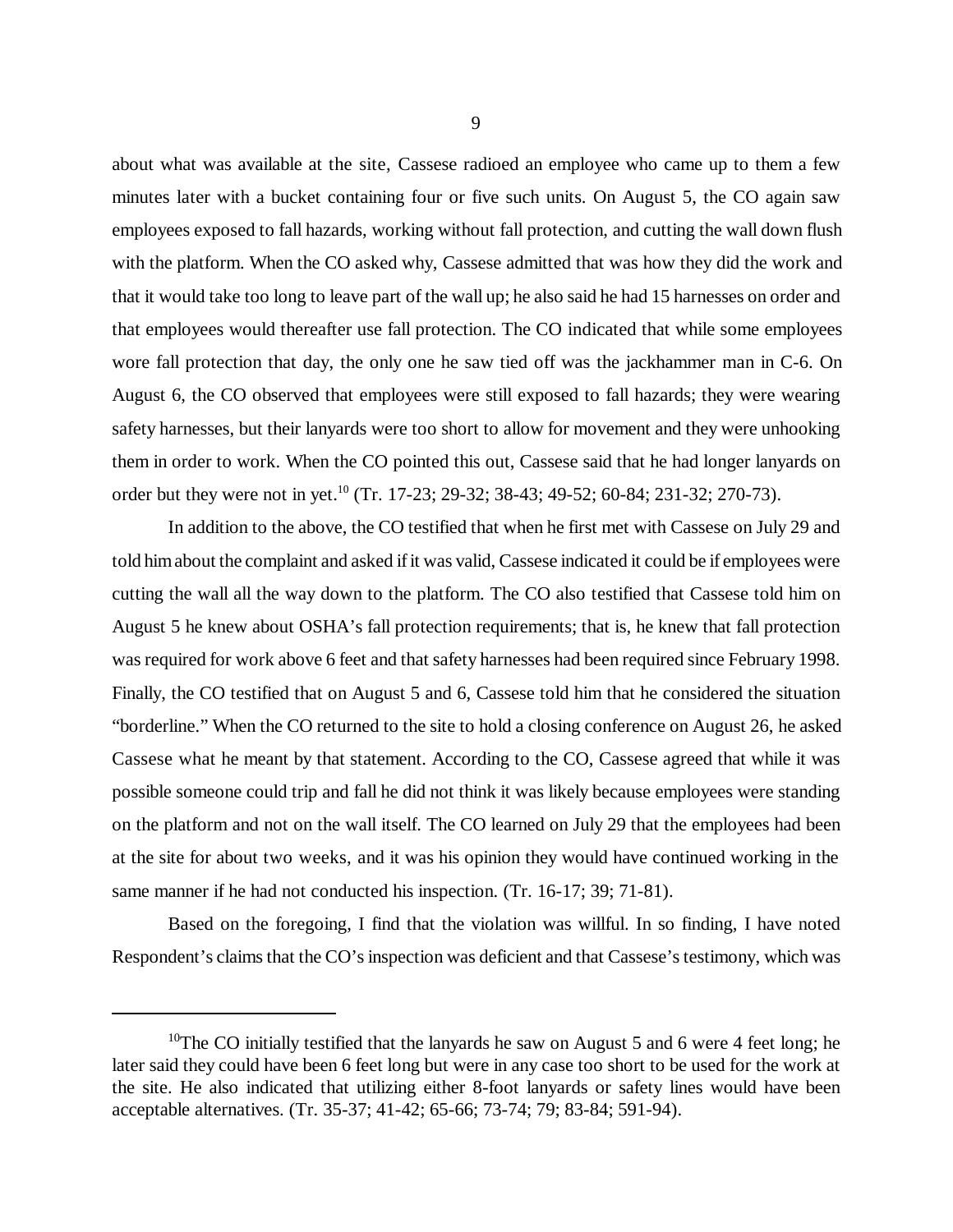about what was available at the site, Cassese radioed an employee who came up to them a few minutes later with a bucket containing four or five such units. On August 5, the CO again saw employees exposed to fall hazards, working without fall protection, and cutting the wall down flush with the platform. When the CO asked why, Cassese admitted that was how they did the work and that it would take too long to leave part of the wall up; he also said he had 15 harnesses on order and that employees would thereafter use fall protection. The CO indicated that while some employees wore fall protection that day, the only one he saw tied off was the jackhammer man in C-6. On August 6, the CO observed that employees were still exposed to fall hazards; they were wearing safety harnesses, but their lanyards were too short to allow for movement and they were unhooking them in order to work. When the CO pointed this out, Cassese said that he had longer lanyards on order but they were not in yet.[10] (Tr. 17-23; 29-32; 38-43; 49-52; 60-84; 231-32; 270-73).

In addition to the above, the CO testified that when he first met with Cassese on July 29 and told him about the complaint and asked if it was valid, Cassese indicated it could be if employees were cutting the wall all the way down to the platform. The CO also testified that Cassese told him on August 5 he knew about OSHA's fall protection requirements; that is, he knew that fall protection was required for work above 6 feet and that safety harnesses had been required since February 1998. Finally, the CO testified that on August 5 and 6, Cassese told him that he considered the situation "borderline." When the CO returned to the site to hold a closing conference on August 26, he asked Cassese what he meant by that statement. According to the CO, Cassese agreed that while it was possible someone could trip and fall he did not think it was likely because employees were standing on the platform and not on the wall itself. The CO learned on July 29 that the employees had been at the site for about two weeks, and it was his opinion they would have continued working in the same manner if he had not conducted his inspection. (Tr. 16-17; 39; 71-81).

Based on the foregoing, I find that the violation was willful. In so finding, I have noted Respondent's claims that the CO's inspection was deficient and that Cassese's testimony, which was

[10] The CO initially testified that the lanyards he saw on August 5 and 6 were 4 feet long; he later said they could have been 6 feet long but were in any case too short to be used for the work at the site. He also indicated that utilizing either 8-foot lanyards or safety lines would have been acceptable alternatives. (Tr. 35-37; 41-42; 65-66; 73-74; 79; 83-84; 591-94).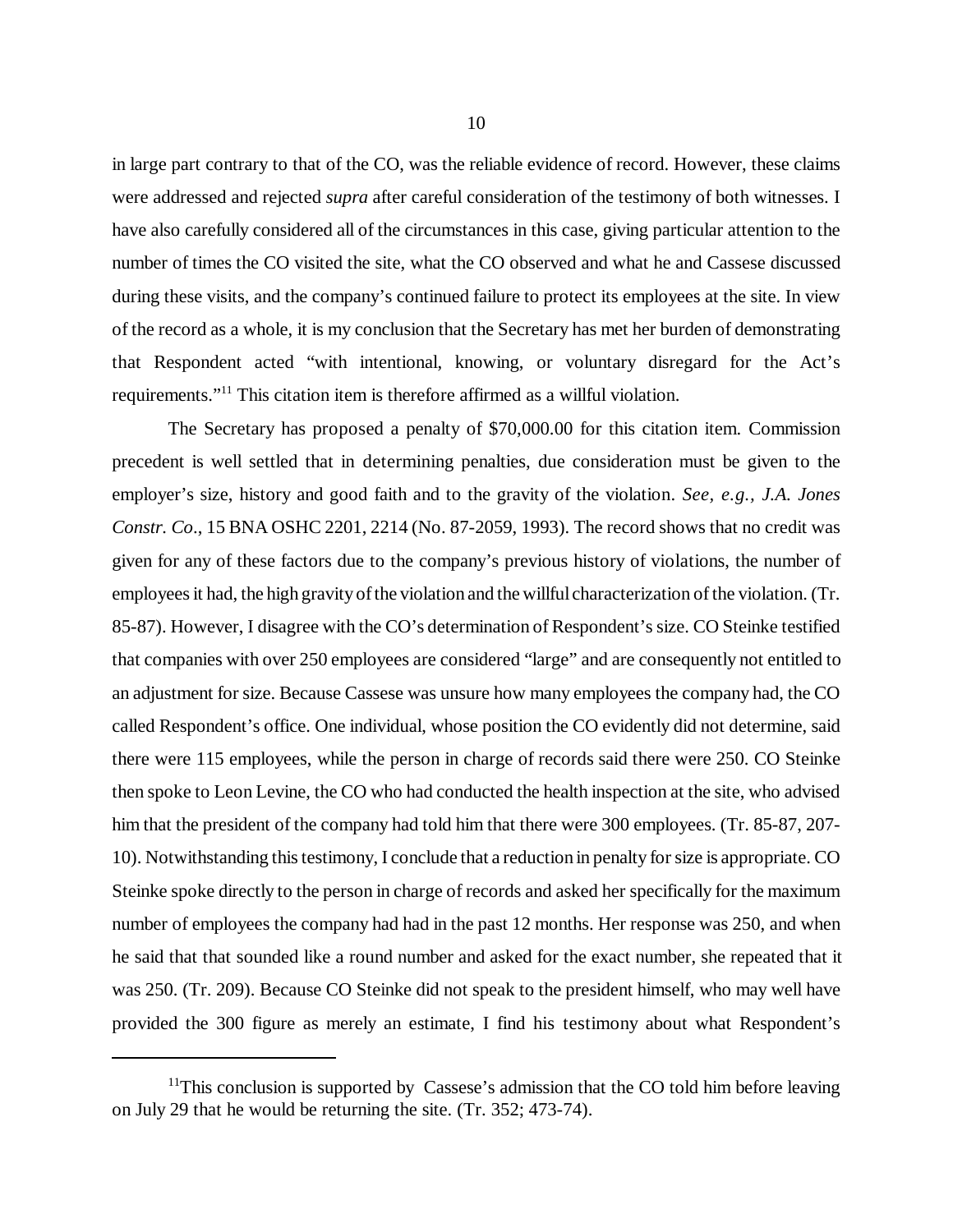in large part contrary to that of the CO, was the reliable evidence of record. However, these claims were addressed and rejected *supra* after careful consideration of the testimony of both witnesses. I have also carefully considered all of the circumstances in this case, giving particular attention to the number of times the CO visited the site, what the CO observed and what he and Cassese discussed during these visits, and the company's continued failure to protect its employees at the site. In view of the record as a whole, it is my conclusion that the Secretary has met her burden of demonstrating that Respondent acted "with intentional, knowing, or voluntary disregard for the Act's requirements."[11] This citation item is therefore affirmed as a willful violation.

The Secretary has proposed a penalty of $70,000.00 for this citation item. Commission precedent is well settled that in determining penalties, due consideration must be given to the employer's size, history and good faith and to the gravity of the violation. *See, e.g., J.A. Jones Constr. Co*., 15 BNA OSHC 2201, 2214 (No. 87-2059, 1993). The record shows that no credit was given for any of these factors due to the company's previous history of violations, the number of employees it had, the high gravity of the violation and the willful characterization of the violation. (Tr. 85-87). However, I disagree with the CO's determination of Respondent's size. CO Steinke testified that companies with over 250 employees are considered "large" and are consequently not entitled to an adjustment for size. Because Cassese was unsure how many employees the company had, the CO called Respondent's office. One individual, whose position the CO evidently did not determine, said there were 115 employees, while the person in charge of records said there were 250. CO Steinke then spoke to Leon Levine, the CO who had conducted the health inspection at the site, who advised him that the president of the company had told him that there were 300 employees. (Tr. 85-87, 207-10). Notwithstanding this testimony, I conclude that a reduction in penalty for size is appropriate. CO Steinke spoke directly to the person in charge of records and asked her specifically for the maximum number of employees the company had had in the past 12 months. Her response was 250, and when he said that that sounded like a round number and asked for the exact number, she repeated that it was 250. (Tr. 209). Because CO Steinke did not speak to the president himself, who may well have provided the 300 figure as merely an estimate, I find his testimony about what Respondent's

[11] This conclusion is supported by Cassese's admission that the CO told him before leaving on July 29 that he would be returning the site. (Tr. 352; 473-74).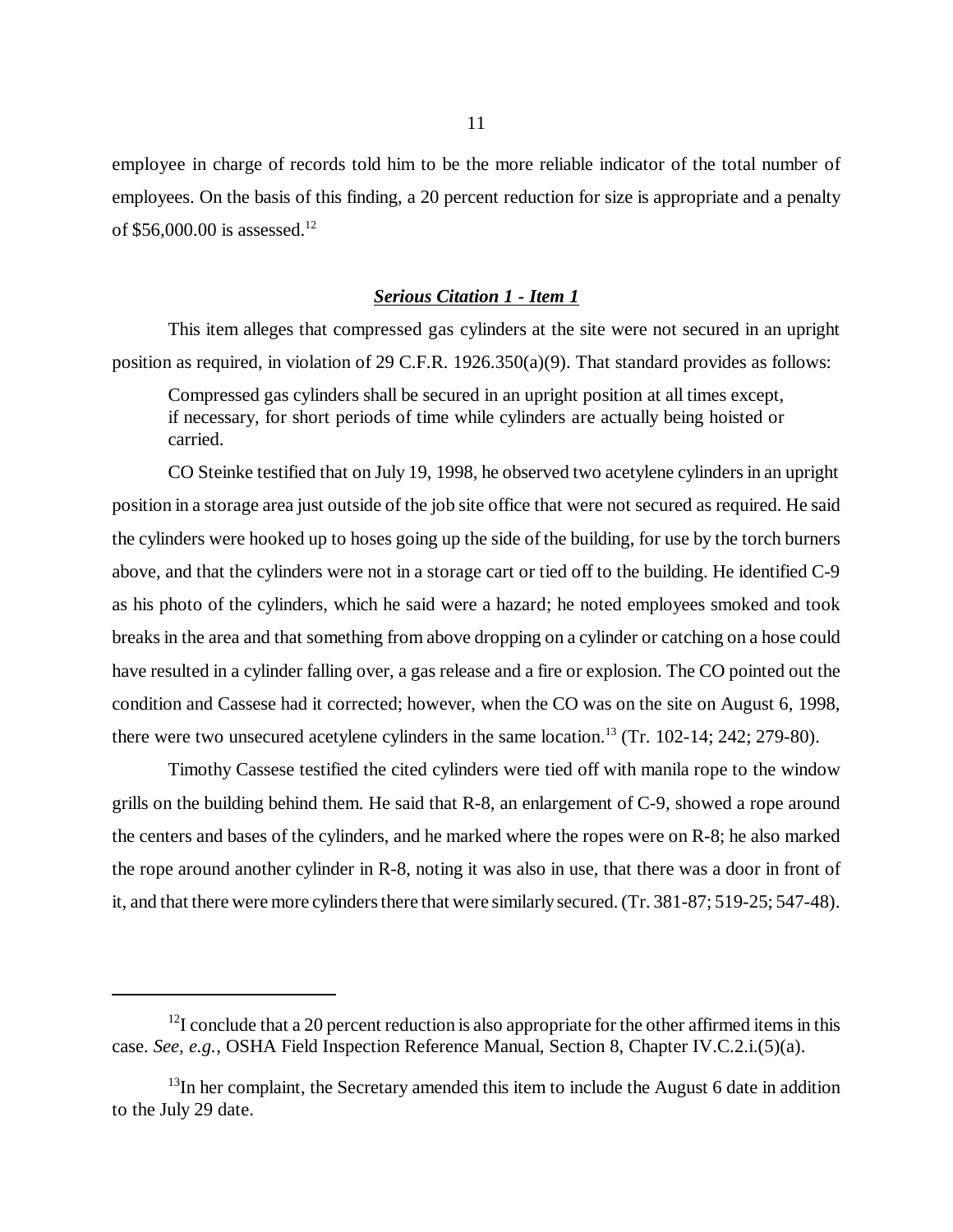employee in charge of records told him to be the more reliable indicator of the total number of employees. On the basis of this finding, a 20 percent reduction for size is appropriate and a penalty of $56,000.00 is assessed.[12]

## ***Serious Citation 1 - Item 1***

This item alleges that compressed gas cylinders at the site were not secured in an upright position as required, in violation of 29 C.F.R. 1926.350(a)(9). That standard provides as follows:

> Compressed gas cylinders shall be secured in an upright position at all times except, if necessary, for short periods of time while cylinders are actually being hoisted or carried.

CO Steinke testified that on July 19, 1998, he observed two acetylene cylinders in an upright position in a storage area just outside of the job site office that were not secured as required. He said the cylinders were hooked up to hoses going up the side of the building, for use by the torch burners above, and that the cylinders were not in a storage cart or tied off to the building. He identified C-9 as his photo of the cylinders, which he said were a hazard; he noted employees smoked and took breaks in the area and that something from above dropping on a cylinder or catching on a hose could have resulted in a cylinder falling over, a gas release and a fire or explosion. The CO pointed out the condition and Cassese had it corrected; however, when the CO was on the site on August 6, 1998, there were two unsecured acetylene cylinders in the same location.[13] (Tr. 102-14; 242; 279-80).

Timothy Cassese testified the cited cylinders were tied off with manila rope to the window grills on the building behind them. He said that R-8, an enlargement of C-9, showed a rope around the centers and bases of the cylinders, and he marked where the ropes were on R-8; he also marked the rope around another cylinder in R-8, noting it was also in use, that there was a door in front of it, and that there were more cylinders there that were similarly secured. (Tr. 381-87; 519-25; 547-48).

---

[12] I conclude that a 20 percent reduction is also appropriate for the other affirmed items in this case. *See, e.g.*, OSHA Field Inspection Reference Manual, Section 8, Chapter IV.C.2.i.(5)(a).

[13] In her complaint, the Secretary amended this item to include the August 6 date in addition to the July 29 date.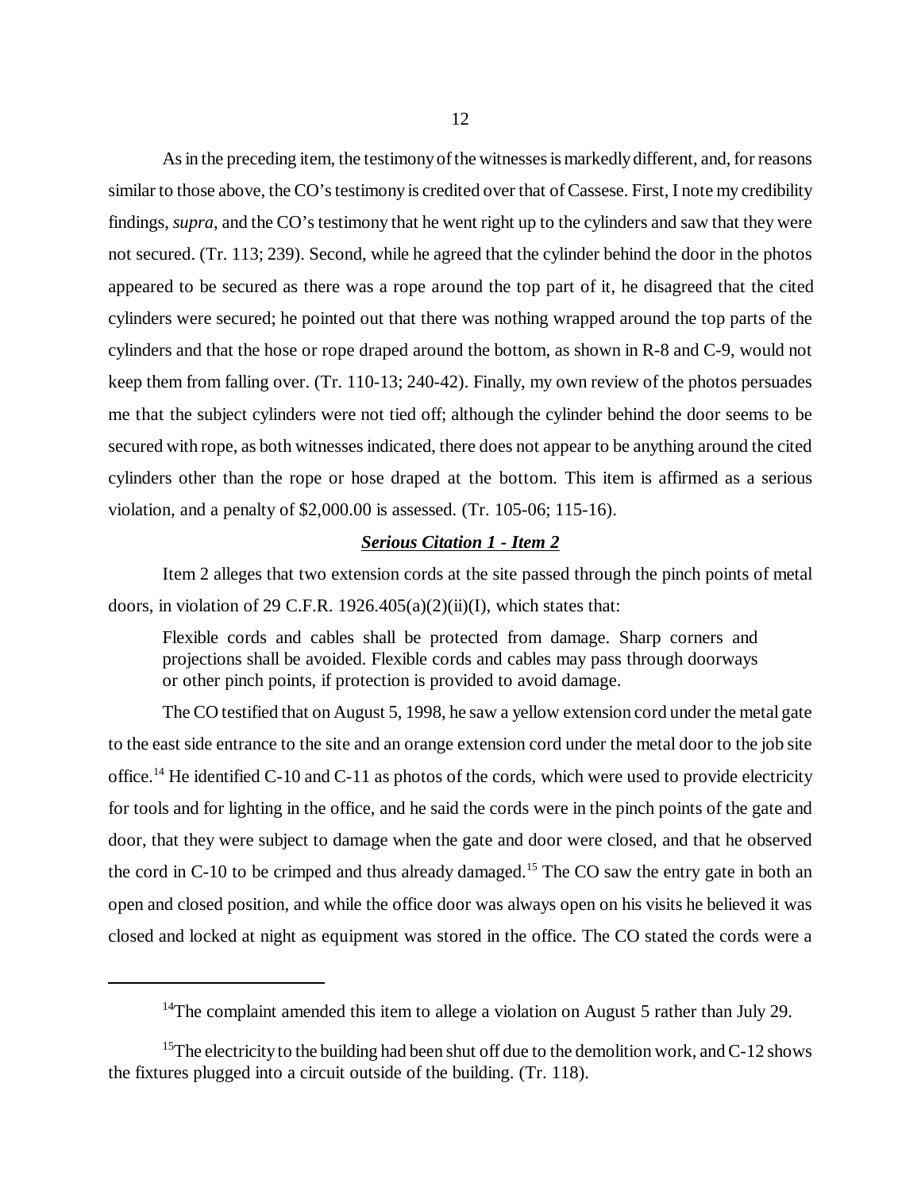As in the preceding item, the testimony of the witnesses is markedly different, and, for reasons similar to those above, the CO's testimony is credited over that of Cassese. First, I note my credibility findings, *supra*, and the CO's testimony that he went right up to the cylinders and saw that they were not secured. (Tr. 113; 239). Second, while he agreed that the cylinder behind the door in the photos appeared to be secured as there was a rope around the top part of it, he disagreed that the cited cylinders were secured; he pointed out that there was nothing wrapped around the top parts of the cylinders and that the hose or rope draped around the bottom, as shown in R-8 and C-9, would not keep them from falling over. (Tr. 110-13; 240-42). Finally, my own review of the photos persuades me that the subject cylinders were not tied off; although the cylinder behind the door seems to be secured with rope, as both witnesses indicated, there does not appear to be anything around the cited cylinders other than the rope or hose draped at the bottom. This item is affirmed as a serious violation, and a penalty of $2,000.00 is assessed. (Tr. 105-06; 115-16).

### ***Serious Citation 1 - Item 2***

Item 2 alleges that two extension cords at the site passed through the pinch points of metal doors, in violation of 29 C.F.R. 1926.405(a)(2)(ii)(I), which states that:

> Flexible cords and cables shall be protected from damage. Sharp corners and projections shall be avoided. Flexible cords and cables may pass through doorways or other pinch points, if protection is provided to avoid damage.

The CO testified that on August 5, 1998, he saw a yellow extension cord under the metal gate to the east side entrance to the site and an orange extension cord under the metal door to the job site office.[14] He identified C-10 and C-11 as photos of the cords, which were used to provide electricity for tools and for lighting in the office, and he said the cords were in the pinch points of the gate and door, that they were subject to damage when the gate and door were closed, and that he observed the cord in C-10 to be crimped and thus already damaged.[15] The CO saw the entry gate in both an open and closed position, and while the office door was always open on his visits he believed it was closed and locked at night as equipment was stored in the office. The CO stated the cords were a

---

[14] The complaint amended this item to allege a violation on August 5 rather than July 29.

[15] The electricity to the building had been shut off due to the demolition work, and C-12 shows the fixtures plugged into a circuit outside of the building. (Tr. 118).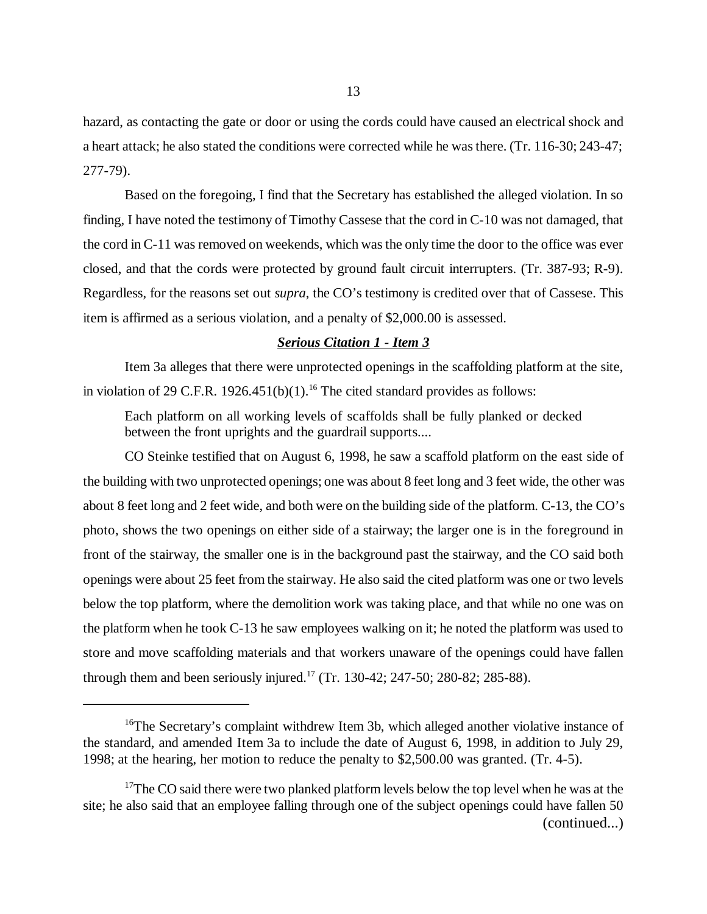hazard, as contacting the gate or door or using the cords could have caused an electrical shock and a heart attack; he also stated the conditions were corrected while he was there. (Tr. 116-30; 243-47; 277-79).

Based on the foregoing, I find that the Secretary has established the alleged violation. In so finding, I have noted the testimony of Timothy Cassese that the cord in C-10 was not damaged, that the cord in C-11 was removed on weekends, which was the only time the door to the office was ever closed, and that the cords were protected by ground fault circuit interrupters. (Tr. 387-93; R-9). Regardless, for the reasons set out *supra*, the CO's testimony is credited over that of Cassese. This item is affirmed as a serious violation, and a penalty of $2,000.00 is assessed.

***Serious Citation 1 - Item 3***

Item 3a alleges that there were unprotected openings in the scaffolding platform at the site, in violation of 29 C.F.R. 1926.451(b)(1).[16] The cited standard provides as follows:

> Each platform on all working levels of scaffolds shall be fully planked or decked between the front uprights and the guardrail supports....

CO Steinke testified that on August 6, 1998, he saw a scaffold platform on the east side of the building with two unprotected openings; one was about 8 feet long and 3 feet wide, the other was about 8 feet long and 2 feet wide, and both were on the building side of the platform. C-13, the CO's photo, shows the two openings on either side of a stairway; the larger one is in the foreground in front of the stairway, the smaller one is in the background past the stairway, and the CO said both openings were about 25 feet from the stairway. He also said the cited platform was one or two levels below the top platform, where the demolition work was taking place, and that while no one was on the platform when he took C-13 he saw employees walking on it; he noted the platform was used to store and move scaffolding materials and that workers unaware of the openings could have fallen through them and been seriously injured.[17] (Tr. 130-42; 247-50; 280-82; 285-88).

---

[16] The Secretary's complaint withdrew Item 3b, which alleged another violative instance of the standard, and amended Item 3a to include the date of August 6, 1998, in addition to July 29, 1998; at the hearing, her motion to reduce the penalty to $2,500.00 was granted. (Tr. 4-5).

[17] The CO said there were two planked platform levels below the top level when he was at the site; he also said that an employee falling through one of the subject openings could have fallen 50 (continued...)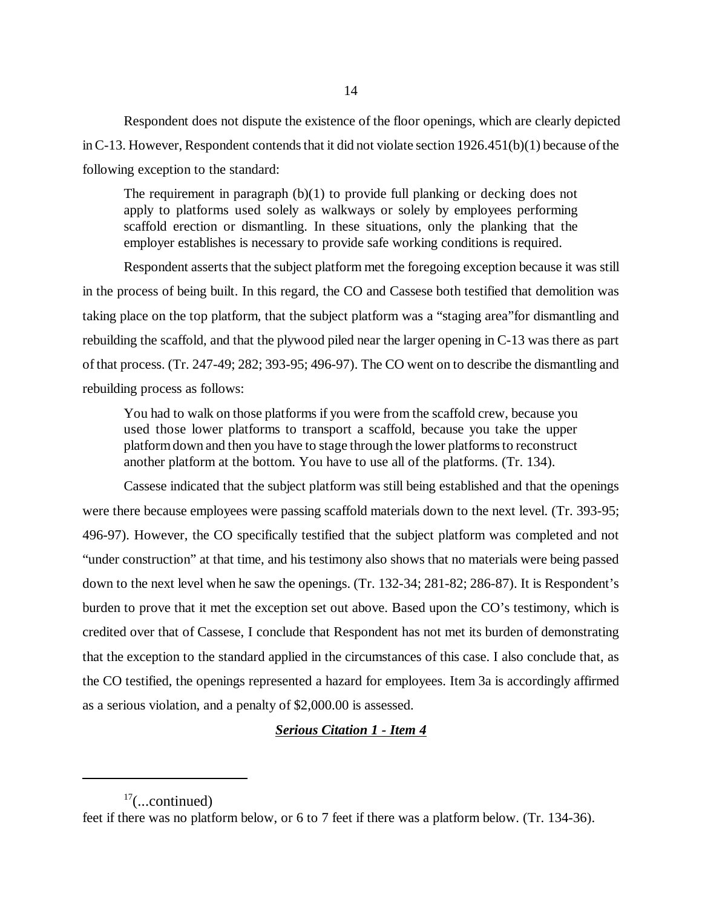Respondent does not dispute the existence of the floor openings, which are clearly depicted in C-13. However, Respondent contends that it did not violate section 1926.451(b)(1) because of the following exception to the standard:

> The requirement in paragraph (b)(1) to provide full planking or decking does not apply to platforms used solely as walkways or solely by employees performing scaffold erection or dismantling. In these situations, only the planking that the employer establishes is necessary to provide safe working conditions is required.

Respondent asserts that the subject platform met the foregoing exception because it was still in the process of being built. In this regard, the CO and Cassese both testified that demolition was taking place on the top platform, that the subject platform was a "staging area"for dismantling and rebuilding the scaffold, and that the plywood piled near the larger opening in C-13 was there as part of that process. (Tr. 247-49; 282; 393-95; 496-97). The CO went on to describe the dismantling and rebuilding process as follows:

> You had to walk on those platforms if you were from the scaffold crew, because you used those lower platforms to transport a scaffold, because you take the upper platform down and then you have to stage through the lower platforms to reconstruct another platform at the bottom. You have to use all of the platforms. (Tr. 134).

Cassese indicated that the subject platform was still being established and that the openings were there because employees were passing scaffold materials down to the next level. (Tr. 393-95; 496-97). However, the CO specifically testified that the subject platform was completed and not "under construction" at that time, and his testimony also shows that no materials were being passed down to the next level when he saw the openings. (Tr. 132-34; 281-82; 286-87). It is Respondent's burden to prove that it met the exception set out above. Based upon the CO's testimony, which is credited over that of Cassese, I conclude that Respondent has not met its burden of demonstrating that the exception to the standard applied in the circumstances of this case. I also conclude that, as the CO testified, the openings represented a hazard for employees. Item 3a is accordingly affirmed as a serious violation, and a penalty of $2,000.00 is assessed.

***Serious Citation 1 - Item 4***

---

[17](...continued)
feet if there was no platform below, or 6 to 7 feet if there was a platform below. (Tr. 134-36).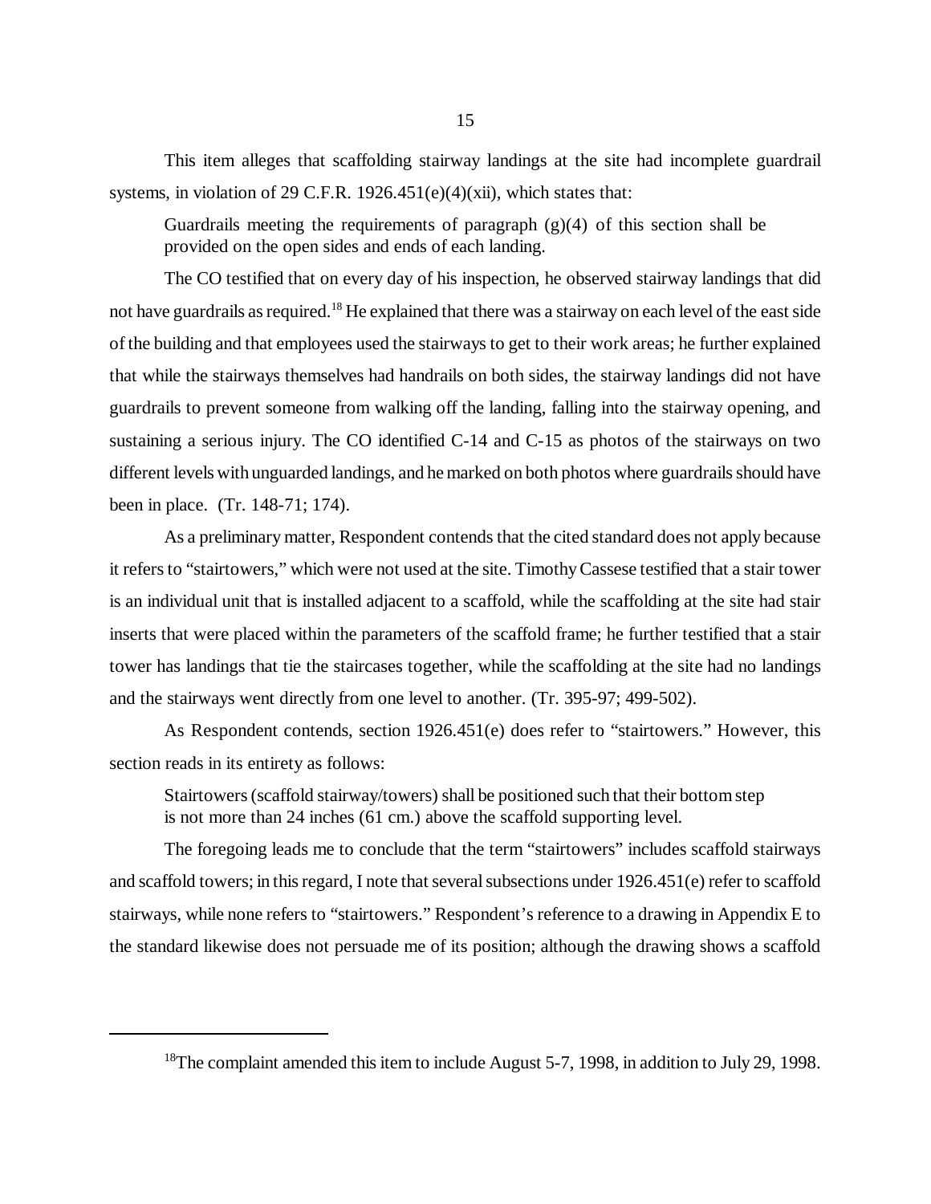This item alleges that scaffolding stairway landings at the site had incomplete guardrail systems, in violation of 29 C.F.R. 1926.451(e)(4)(xii), which states that:

> Guardrails meeting the requirements of paragraph (g)(4) of this section shall be provided on the open sides and ends of each landing.

The CO testified that on every day of his inspection, he observed stairway landings that did not have guardrails as required.[18] He explained that there was a stairway on each level of the east side of the building and that employees used the stairways to get to their work areas; he further explained that while the stairways themselves had handrails on both sides, the stairway landings did not have guardrails to prevent someone from walking off the landing, falling into the stairway opening, and sustaining a serious injury. The CO identified C-14 and C-15 as photos of the stairways on two different levels with unguarded landings, and he marked on both photos where guardrails should have been in place. (Tr. 148-71; 174).

As a preliminary matter, Respondent contends that the cited standard does not apply because it refers to "stairtowers," which were not used at the site. Timothy Cassese testified that a stair tower is an individual unit that is installed adjacent to a scaffold, while the scaffolding at the site had stair inserts that were placed within the parameters of the scaffold frame; he further testified that a stair tower has landings that tie the staircases together, while the scaffolding at the site had no landings and the stairways went directly from one level to another. (Tr. 395-97; 499-502).

As Respondent contends, section 1926.451(e) does refer to "stairtowers." However, this section reads in its entirety as follows:

> Stairtowers (scaffold stairway/towers) shall be positioned such that their bottom step is not more than 24 inches (61 cm.) above the scaffold supporting level.

The foregoing leads me to conclude that the term "stairtowers" includes scaffold stairways and scaffold towers; in this regard, I note that several subsections under 1926.451(e) refer to scaffold stairways, while none refers to "stairtowers." Respondent's reference to a drawing in Appendix E to the standard likewise does not persuade me of its position; although the drawing shows a scaffold

---

[18] The complaint amended this item to include August 5-7, 1998, in addition to July 29, 1998.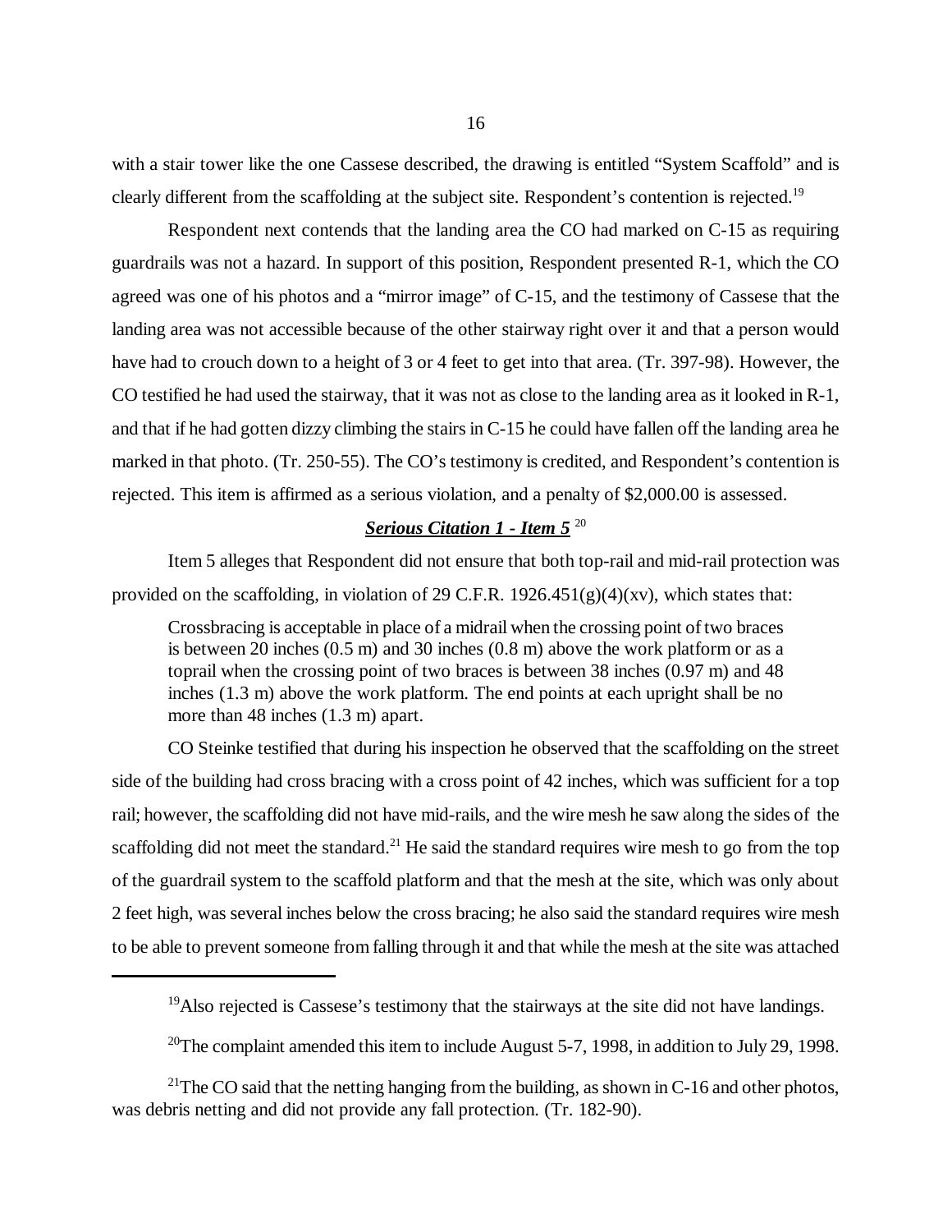with a stair tower like the one Cassese described, the drawing is entitled "System Scaffold" and is clearly different from the scaffolding at the subject site. Respondent's contention is rejected.[19]

Respondent next contends that the landing area the CO had marked on C-15 as requiring guardrails was not a hazard. In support of this position, Respondent presented R-1, which the CO agreed was one of his photos and a "mirror image" of C-15, and the testimony of Cassese that the landing area was not accessible because of the other stairway right over it and that a person would have had to crouch down to a height of 3 or 4 feet to get into that area. (Tr. 397-98). However, the CO testified he had used the stairway, that it was not as close to the landing area as it looked in R-1, and that if he had gotten dizzy climbing the stairs in C-15 he could have fallen off the landing area he marked in that photo. (Tr. 250-55). The CO's testimony is credited, and Respondent's contention is rejected. This item is affirmed as a serious violation, and a penalty of $2,000.00 is assessed.

## ***Serious Citation 1 - Item 5*** [20]

Item 5 alleges that Respondent did not ensure that both top-rail and mid-rail protection was provided on the scaffolding, in violation of 29 C.F.R. 1926.451(g)(4)(xv), which states that:

> Crossbracing is acceptable in place of a midrail when the crossing point of two braces is between 20 inches (0.5 m) and 30 inches (0.8 m) above the work platform or as a toprail when the crossing point of two braces is between 38 inches (0.97 m) and 48 inches (1.3 m) above the work platform. The end points at each upright shall be no more than 48 inches (1.3 m) apart.

CO Steinke testified that during his inspection he observed that the scaffolding on the street side of the building had cross bracing with a cross point of 42 inches, which was sufficient for a top rail; however, the scaffolding did not have mid-rails, and the wire mesh he saw along the sides of the scaffolding did not meet the standard.[21] He said the standard requires wire mesh to go from the top of the guardrail system to the scaffold platform and that the mesh at the site, which was only about 2 feet high, was several inches below the cross bracing; he also said the standard requires wire mesh to be able to prevent someone from falling through it and that while the mesh at the site was attached

---

[19] Also rejected is Cassese's testimony that the stairways at the site did not have landings.

[20] The complaint amended this item to include August 5-7, 1998, in addition to July 29, 1998.

[21] The CO said that the netting hanging from the building, as shown in C-16 and other photos, was debris netting and did not provide any fall protection. (Tr. 182-90).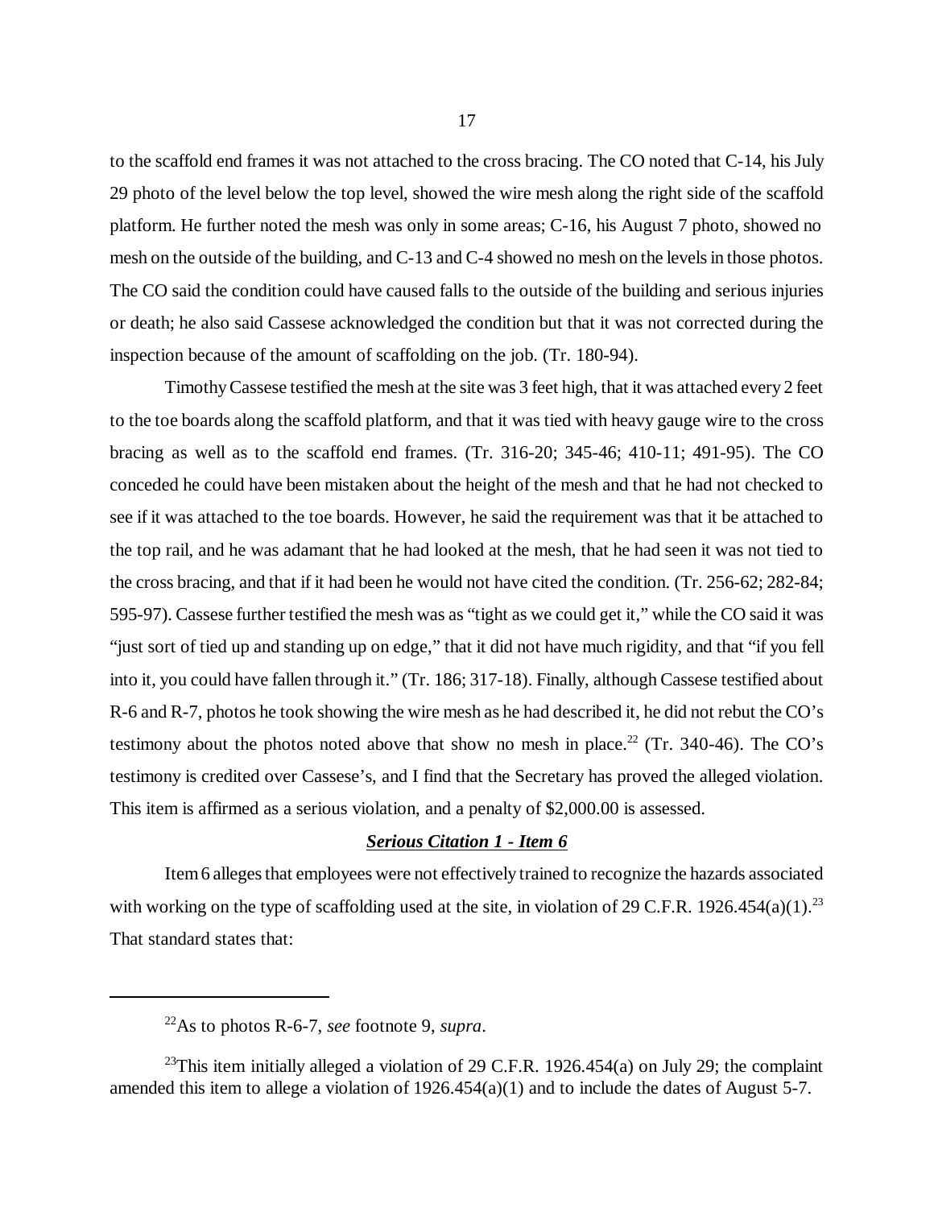to the scaffold end frames it was not attached to the cross bracing. The CO noted that C-14, his July 29 photo of the level below the top level, showed the wire mesh along the right side of the scaffold platform. He further noted the mesh was only in some areas; C-16, his August 7 photo, showed no mesh on the outside of the building, and C-13 and C-4 showed no mesh on the levels in those photos. The CO said the condition could have caused falls to the outside of the building and serious injuries or death; he also said Cassese acknowledged the condition but that it was not corrected during the inspection because of the amount of scaffolding on the job. (Tr. 180-94).

Timothy Cassese testified the mesh at the site was 3 feet high, that it was attached every 2 feet to the toe boards along the scaffold platform, and that it was tied with heavy gauge wire to the cross bracing as well as to the scaffold end frames. (Tr. 316-20; 345-46; 410-11; 491-95). The CO conceded he could have been mistaken about the height of the mesh and that he had not checked to see if it was attached to the toe boards. However, he said the requirement was that it be attached to the top rail, and he was adamant that he had looked at the mesh, that he had seen it was not tied to the cross bracing, and that if it had been he would not have cited the condition. (Tr. 256-62; 282-84; 595-97). Cassese further testified the mesh was as "tight as we could get it," while the CO said it was "just sort of tied up and standing up on edge," that it did not have much rigidity, and that "if you fell into it, you could have fallen through it." (Tr. 186; 317-18). Finally, although Cassese testified about R-6 and R-7, photos he took showing the wire mesh as he had described it, he did not rebut the CO's testimony about the photos noted above that show no mesh in place.[22] (Tr. 340-46). The CO's testimony is credited over Cassese's, and I find that the Secretary has proved the alleged violation. This item is affirmed as a serious violation, and a penalty of $2,000.00 is assessed.

### ***Serious Citation 1 - Item 6***

Item 6 alleges that employees were not effectively trained to recognize the hazards associated with working on the type of scaffolding used at the site, in violation of 29 C.F.R. 1926.454(a)(1).[23] That standard states that:

---

[22] As to photos R-6-7, *see* footnote 9, *supra*.

[23] This item initially alleged a violation of 29 C.F.R. 1926.454(a) on July 29; the complaint amended this item to allege a violation of 1926.454(a)(1) and to include the dates of August 5-7.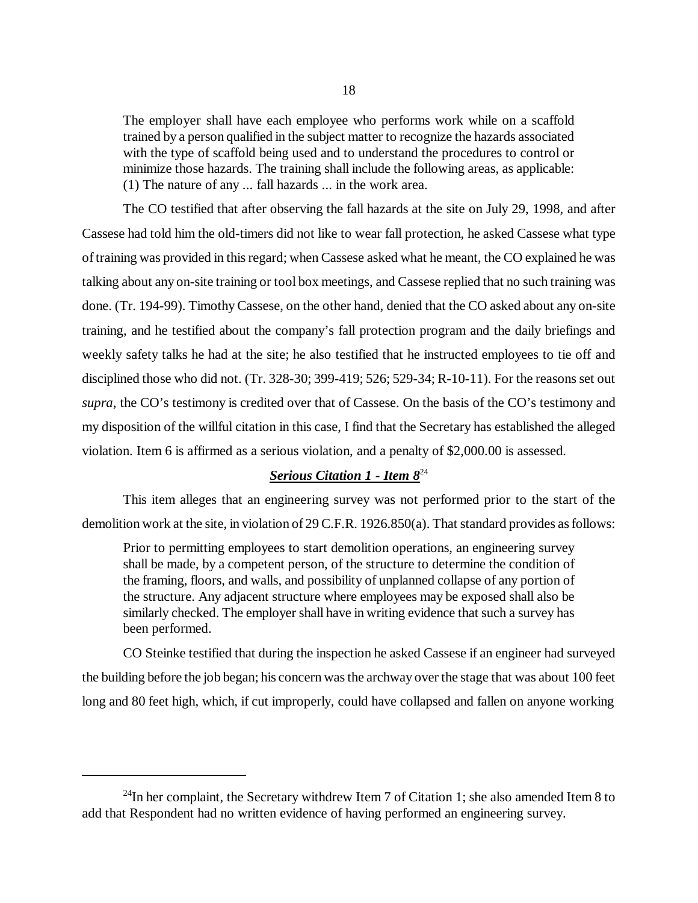> The employer shall have each employee who performs work while on a scaffold trained by a person qualified in the subject matter to recognize the hazards associated with the type of scaffold being used and to understand the procedures to control or minimize those hazards. The training shall include the following areas, as applicable: (1) The nature of any ... fall hazards ... in the work area.

The CO testified that after observing the fall hazards at the site on July 29, 1998, and after Cassese had told him the old-timers did not like to wear fall protection, he asked Cassese what type of training was provided in this regard; when Cassese asked what he meant, the CO explained he was talking about any on-site training or tool box meetings, and Cassese replied that no such training was done. (Tr. 194-99). Timothy Cassese, on the other hand, denied that the CO asked about any on-site training, and he testified about the company's fall protection program and the daily briefings and weekly safety talks he had at the site; he also testified that he instructed employees to tie off and disciplined those who did not. (Tr. 328-30; 399-419; 526; 529-34; R-10-11). For the reasons set out *supra*, the CO's testimony is credited over that of Cassese. On the basis of the CO's testimony and my disposition of the willful citation in this case, I find that the Secretary has established the alleged violation. Item 6 is affirmed as a serious violation, and a penalty of $2,000.00 is assessed.

### ***Serious Citation 1 - Item 8***[24]

This item alleges that an engineering survey was not performed prior to the start of the demolition work at the site, in violation of 29 C.F.R. 1926.850(a). That standard provides as follows:

> Prior to permitting employees to start demolition operations, an engineering survey shall be made, by a competent person, of the structure to determine the condition of the framing, floors, and walls, and possibility of unplanned collapse of any portion of the structure. Any adjacent structure where employees may be exposed shall also be similarly checked. The employer shall have in writing evidence that such a survey has been performed.

CO Steinke testified that during the inspection he asked Cassese if an engineer had surveyed the building before the job began; his concern was the archway over the stage that was about 100 feet long and 80 feet high, which, if cut improperly, could have collapsed and fallen on anyone working

---

[24] In her complaint, the Secretary withdrew Item 7 of Citation 1; she also amended Item 8 to add that Respondent had no written evidence of having performed an engineering survey.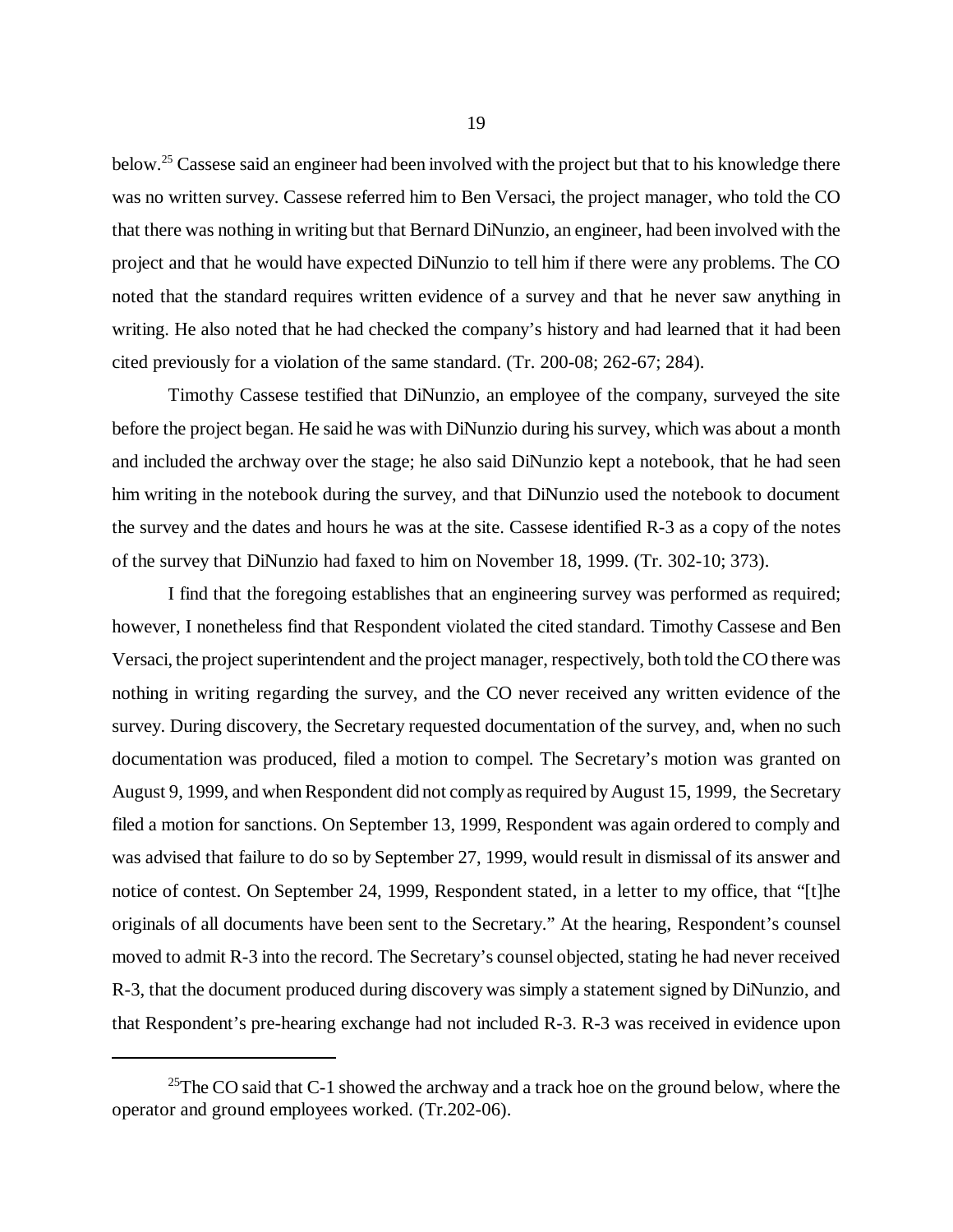below.[25] Cassese said an engineer had been involved with the project but that to his knowledge there was no written survey. Cassese referred him to Ben Versaci, the project manager, who told the CO that there was nothing in writing but that Bernard DiNunzio, an engineer, had been involved with the project and that he would have expected DiNunzio to tell him if there were any problems. The CO noted that the standard requires written evidence of a survey and that he never saw anything in writing. He also noted that he had checked the company's history and had learned that it had been cited previously for a violation of the same standard. (Tr. 200-08; 262-67; 284).

Timothy Cassese testified that DiNunzio, an employee of the company, surveyed the site before the project began. He said he was with DiNunzio during his survey, which was about a month and included the archway over the stage; he also said DiNunzio kept a notebook, that he had seen him writing in the notebook during the survey, and that DiNunzio used the notebook to document the survey and the dates and hours he was at the site. Cassese identified R-3 as a copy of the notes of the survey that DiNunzio had faxed to him on November 18, 1999. (Tr. 302-10; 373).

I find that the foregoing establishes that an engineering survey was performed as required; however, I nonetheless find that Respondent violated the cited standard. Timothy Cassese and Ben Versaci, the project superintendent and the project manager, respectively, both told the CO there was nothing in writing regarding the survey, and the CO never received any written evidence of the survey. During discovery, the Secretary requested documentation of the survey, and, when no such documentation was produced, filed a motion to compel. The Secretary's motion was granted on August 9, 1999, and when Respondent did not comply as required by August 15, 1999, the Secretary filed a motion for sanctions. On September 13, 1999, Respondent was again ordered to comply and was advised that failure to do so by September 27, 1999, would result in dismissal of its answer and notice of contest. On September 24, 1999, Respondent stated, in a letter to my office, that "[t]he originals of all documents have been sent to the Secretary." At the hearing, Respondent's counsel moved to admit R-3 into the record. The Secretary's counsel objected, stating he had never received R-3, that the document produced during discovery was simply a statement signed by DiNunzio, and that Respondent's pre-hearing exchange had not included R-3. R-3 was received in evidence upon

---

[25] The CO said that C-1 showed the archway and a track hoe on the ground below, where the operator and ground employees worked. (Tr.202-06).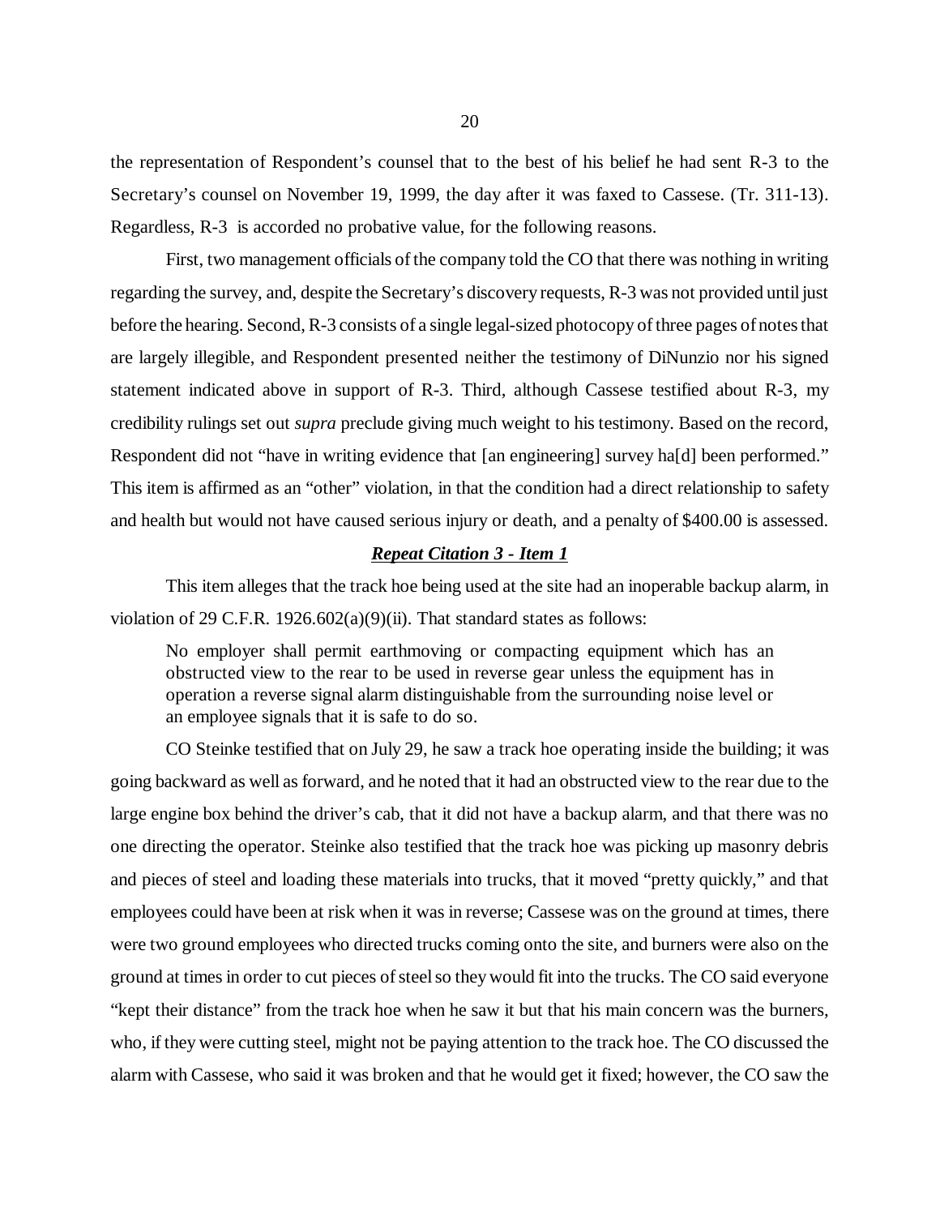the representation of Respondent's counsel that to the best of his belief he had sent R-3 to the Secretary's counsel on November 19, 1999, the day after it was faxed to Cassese. (Tr. 311-13). Regardless, R-3 is accorded no probative value, for the following reasons.

First, two management officials of the company told the CO that there was nothing in writing regarding the survey, and, despite the Secretary's discovery requests, R-3 was not provided until just before the hearing. Second, R-3 consists of a single legal-sized photocopy of three pages of notes that are largely illegible, and Respondent presented neither the testimony of DiNunzio nor his signed statement indicated above in support of R-3. Third, although Cassese testified about R-3, my credibility rulings set out *supra* preclude giving much weight to his testimony. Based on the record, Respondent did not "have in writing evidence that [an engineering] survey ha[d] been performed." This item is affirmed as an "other" violation, in that the condition had a direct relationship to safety and health but would not have caused serious injury or death, and a penalty of $400.00 is assessed.

***Repeat Citation 3 - Item 1***

This item alleges that the track hoe being used at the site had an inoperable backup alarm, in violation of 29 C.F.R. 1926.602(a)(9)(ii). That standard states as follows:

> No employer shall permit earthmoving or compacting equipment which has an obstructed view to the rear to be used in reverse gear unless the equipment has in operation a reverse signal alarm distinguishable from the surrounding noise level or an employee signals that it is safe to do so.

CO Steinke testified that on July 29, he saw a track hoe operating inside the building; it was going backward as well as forward, and he noted that it had an obstructed view to the rear due to the large engine box behind the driver's cab, that it did not have a backup alarm, and that there was no one directing the operator. Steinke also testified that the track hoe was picking up masonry debris and pieces of steel and loading these materials into trucks, that it moved "pretty quickly," and that employees could have been at risk when it was in reverse; Cassese was on the ground at times, there were two ground employees who directed trucks coming onto the site, and burners were also on the ground at times in order to cut pieces of steel so they would fit into the trucks. The CO said everyone "kept their distance" from the track hoe when he saw it but that his main concern was the burners, who, if they were cutting steel, might not be paying attention to the track hoe. The CO discussed the alarm with Cassese, who said it was broken and that he would get it fixed; however, the CO saw the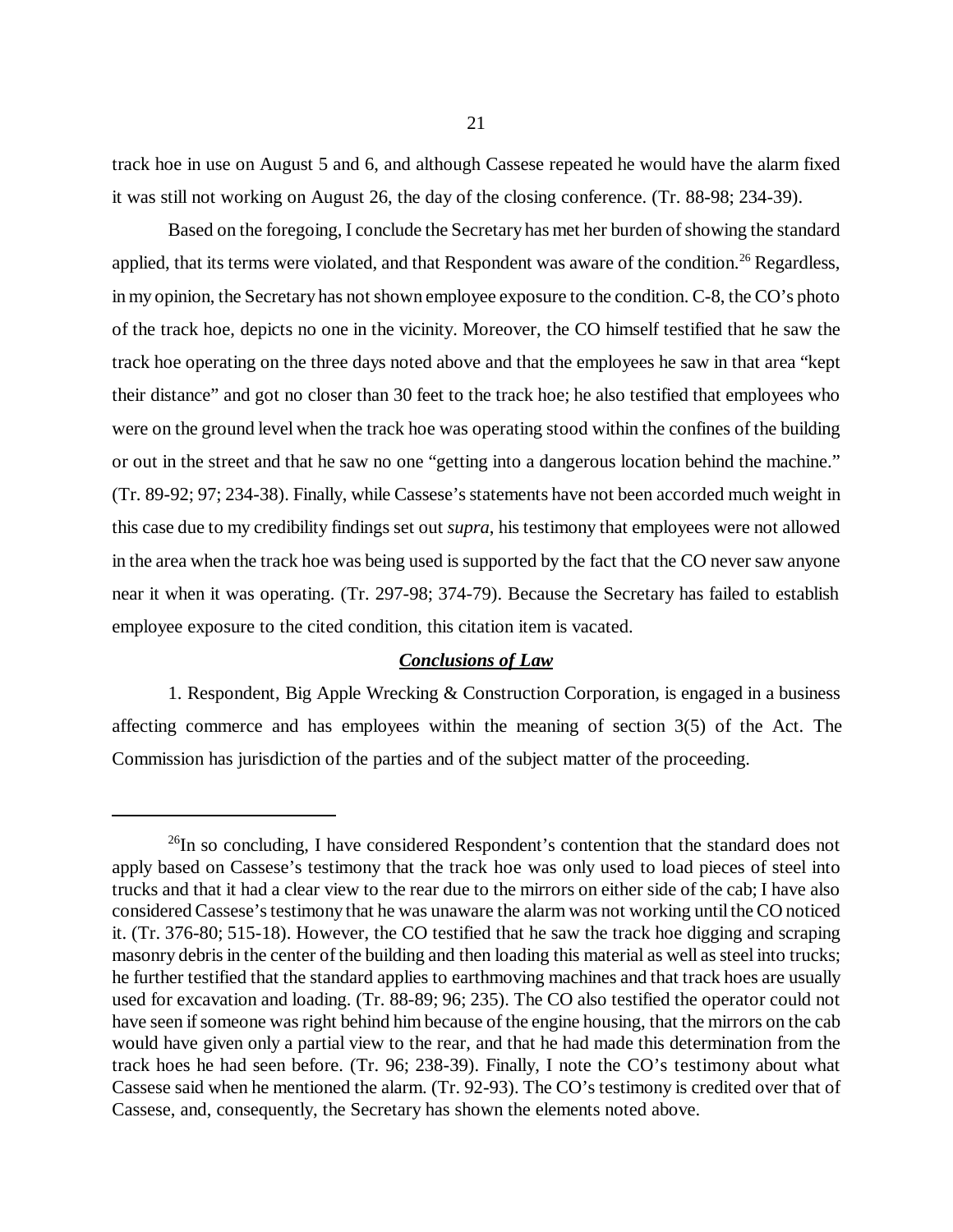track hoe in use on August 5 and 6, and although Cassese repeated he would have the alarm fixed it was still not working on August 26, the day of the closing conference. (Tr. 88-98; 234-39).

Based on the foregoing, I conclude the Secretary has met her burden of showing the standard applied, that its terms were violated, and that Respondent was aware of the condition.[26] Regardless, in my opinion, the Secretary has not shown employee exposure to the condition. C-8, the CO's photo of the track hoe, depicts no one in the vicinity. Moreover, the CO himself testified that he saw the track hoe operating on the three days noted above and that the employees he saw in that area "kept their distance" and got no closer than 30 feet to the track hoe; he also testified that employees who were on the ground level when the track hoe was operating stood within the confines of the building or out in the street and that he saw no one "getting into a dangerous location behind the machine." (Tr. 89-92; 97; 234-38). Finally, while Cassese's statements have not been accorded much weight in this case due to my credibility findings set out *supra*, his testimony that employees were not allowed in the area when the track hoe was being used is supported by the fact that the CO never saw anyone near it when it was operating. (Tr. 297-98; 374-79). Because the Secretary has failed to establish employee exposure to the cited condition, this citation item is vacated.

## ***Conclusions of Law***

1. Respondent, Big Apple Wrecking & Construction Corporation, is engaged in a business affecting commerce and has employees within the meaning of section 3(5) of the Act. The Commission has jurisdiction of the parties and of the subject matter of the proceeding.

---

[26]In so concluding, I have considered Respondent's contention that the standard does not apply based on Cassese's testimony that the track hoe was only used to load pieces of steel into trucks and that it had a clear view to the rear due to the mirrors on either side of the cab; I have also considered Cassese's testimony that he was unaware the alarm was not working until the CO noticed it. (Tr. 376-80; 515-18). However, the CO testified that he saw the track hoe digging and scraping masonry debris in the center of the building and then loading this material as well as steel into trucks; he further testified that the standard applies to earthmoving machines and that track hoes are usually used for excavation and loading. (Tr. 88-89; 96; 235). The CO also testified the operator could not have seen if someone was right behind him because of the engine housing, that the mirrors on the cab would have given only a partial view to the rear, and that he had made this determination from the track hoes he had seen before. (Tr. 96; 238-39). Finally, I note the CO's testimony about what Cassese said when he mentioned the alarm. (Tr. 92-93). The CO's testimony is credited over that of Cassese, and, consequently, the Secretary has shown the elements noted above.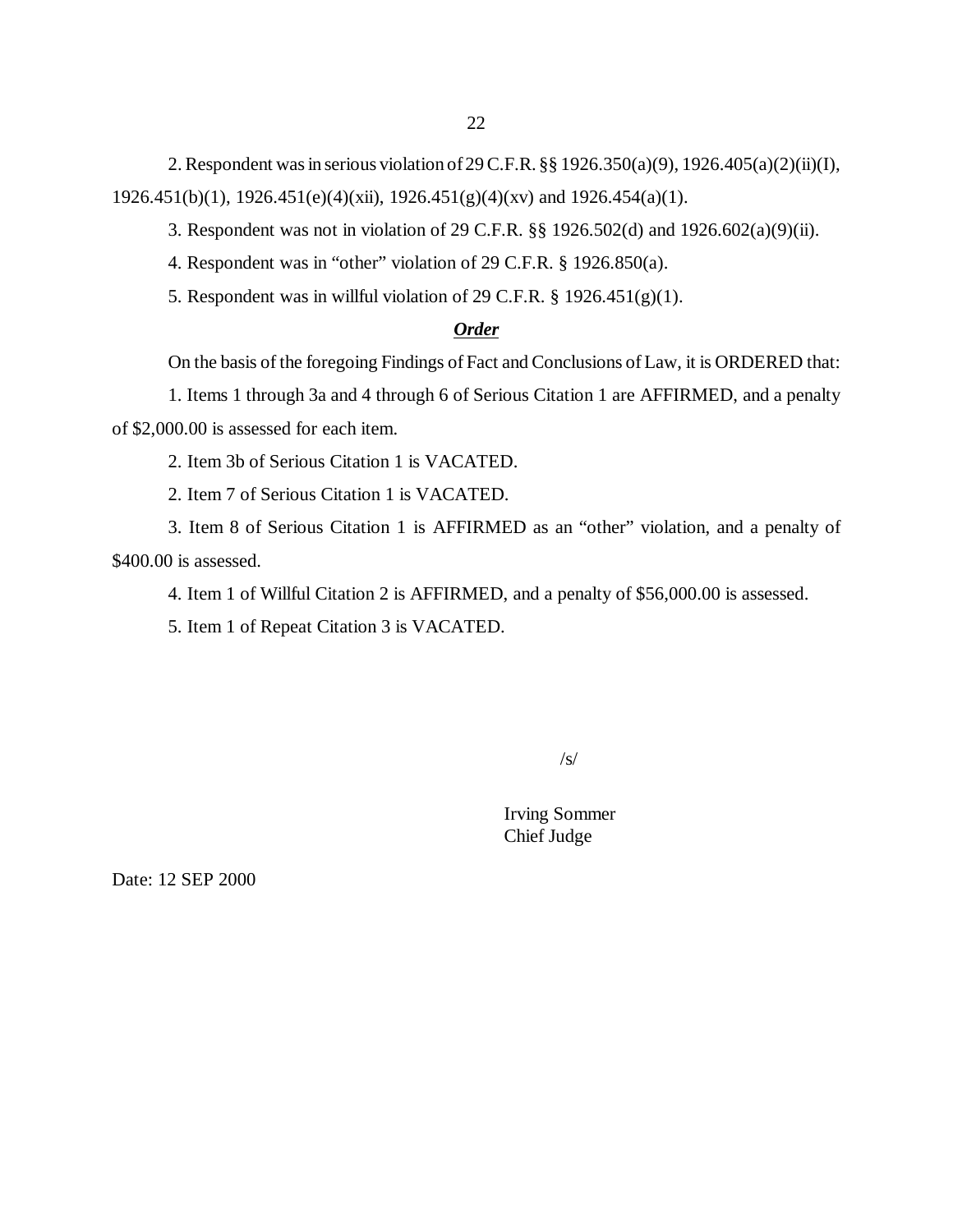2. Respondent was in serious violation of 29 C.F.R. §§ 1926.350(a)(9), 1926.405(a)(2)(ii)(I), 1926.451(b)(1), 1926.451(e)(4)(xii), 1926.451(g)(4)(xv) and 1926.454(a)(1).

3. Respondent was not in violation of 29 C.F.R. §§ 1926.502(d) and 1926.602(a)(9)(ii).

4. Respondent was in "other" violation of 29 C.F.R. § 1926.850(a).

5. Respondent was in willful violation of 29 C.F.R. § 1926.451(g)(1).

***Order***

On the basis of the foregoing Findings of Fact and Conclusions of Law, it is ORDERED that:

1. Items 1 through 3a and 4 through 6 of Serious Citation 1 are AFFIRMED, and a penalty of $2,000.00 is assessed for each item.

2. Item 3b of Serious Citation 1 is VACATED.

2. Item 7 of Serious Citation 1 is VACATED.

3. Item 8 of Serious Citation 1 is AFFIRMED as an "other" violation, and a penalty of $400.00 is assessed.

4. Item 1 of Willful Citation 2 is AFFIRMED, and a penalty of $56,000.00 is assessed.

5. Item 1 of Repeat Citation 3 is VACATED.

/s/

Irving Sommer
Chief Judge

Date: 12 SEP 2000